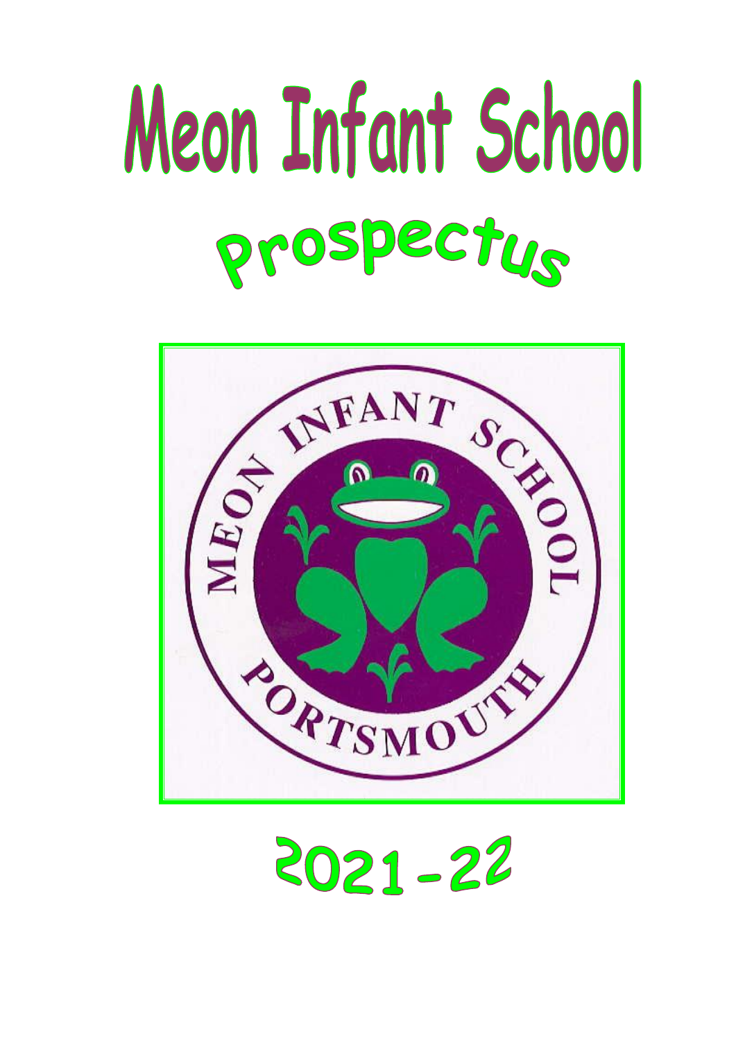# Meon Infant School

## Prospectus

MEON INFANT SCHOOL

PORTSMOUTH

## 2021-22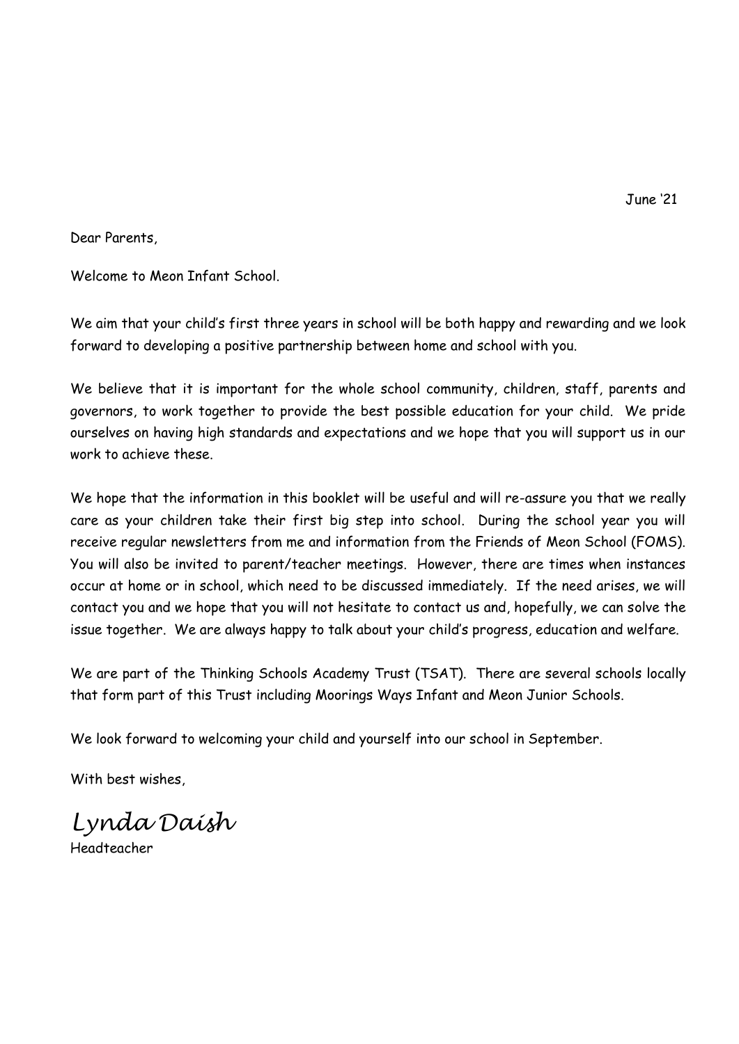June '21

Dear Parents,

Welcome to Meon Infant School.

We aim that your child's first three years in school will be both happy and rewarding and we look forward to developing a positive partnership between home and school with you.

We believe that it is important for the whole school community, children, staff, parents and governors, to work together to provide the best possible education for your child. We pride ourselves on having high standards and expectations and we hope that you will support us in our work to achieve these.

We hope that the information in this booklet will be useful and will re-assure you that we really care as your children take their first big step into school. During the school year you will receive regular newsletters from me and information from the Friends of Meon School (FOMS). You will also be invited to parent/teacher meetings. However, there are times when instances occur at home or in school, which need to be discussed immediately. If the need arises, we will contact you and we hope that you will not hesitate to contact us and, hopefully, we can solve the issue together. We are always happy to talk about your child's progress, education and welfare.

We are part of the Thinking Schools Academy Trust (TSAT). There are several schools locally that form part of this Trust including Moorings Ways Infant and Meon Junior Schools.

We look forward to welcoming your child and yourself into our school in September.

With best wishes,

*Lynda Daish*

Headteacher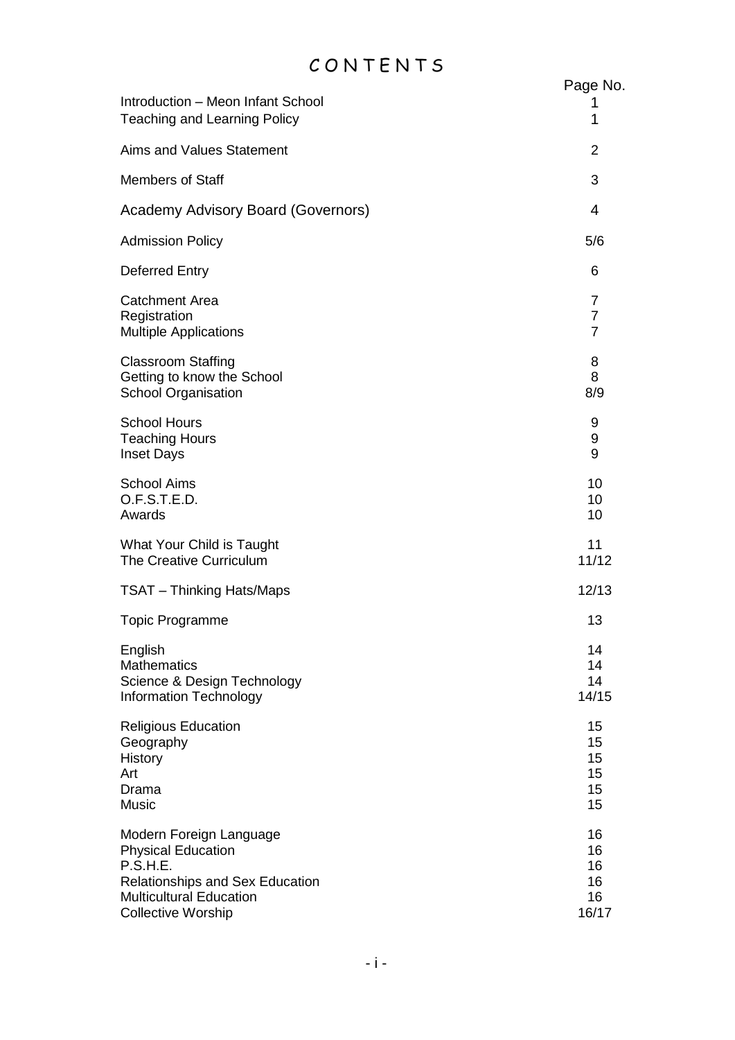# CONTENTS

| | Page No. |
|---|---|
| Introduction – Meon Infant School | 1 |
| Teaching and Learning Policy | 1 |
| Aims and Values Statement | 2 |
| Members of Staff | 3 |
| Academy Advisory Board (Governors) | 4 |
| Admission Policy | 5/6 |
| Deferred Entry | 6 |
| Catchment Area | 7 |
| Registration | 7 |
| Multiple Applications | 7 |
| Classroom Staffing | 8 |
| Getting to know the School | 8 |
| School Organisation | 8/9 |
| School Hours | 9 |
| Teaching Hours | 9 |
| Inset Days | 9 |
| School Aims | 10 |
| O.F.S.T.E.D. | 10 |
| Awards | 10 |
| What Your Child is Taught | 11 |
| The Creative Curriculum | 11/12 |
| TSAT – Thinking Hats/Maps | 12/13 |
| Topic Programme | 13 |
| English | 14 |
| Mathematics | 14 |
| Science & Design Technology | 14 |
| Information Technology | 14/15 |
| Religious Education | 15 |
| Geography | 15 |
| History | 15 |
| Art | 15 |
| Drama | 15 |
| Music | 15 |
| Modern Foreign Language | 16 |
| Physical Education | 16 |
| P.S.H.E. | 16 |
| Relationships and Sex Education | 16 |
| Multicultural Education | 16 |
| Collective Worship | 16/17 |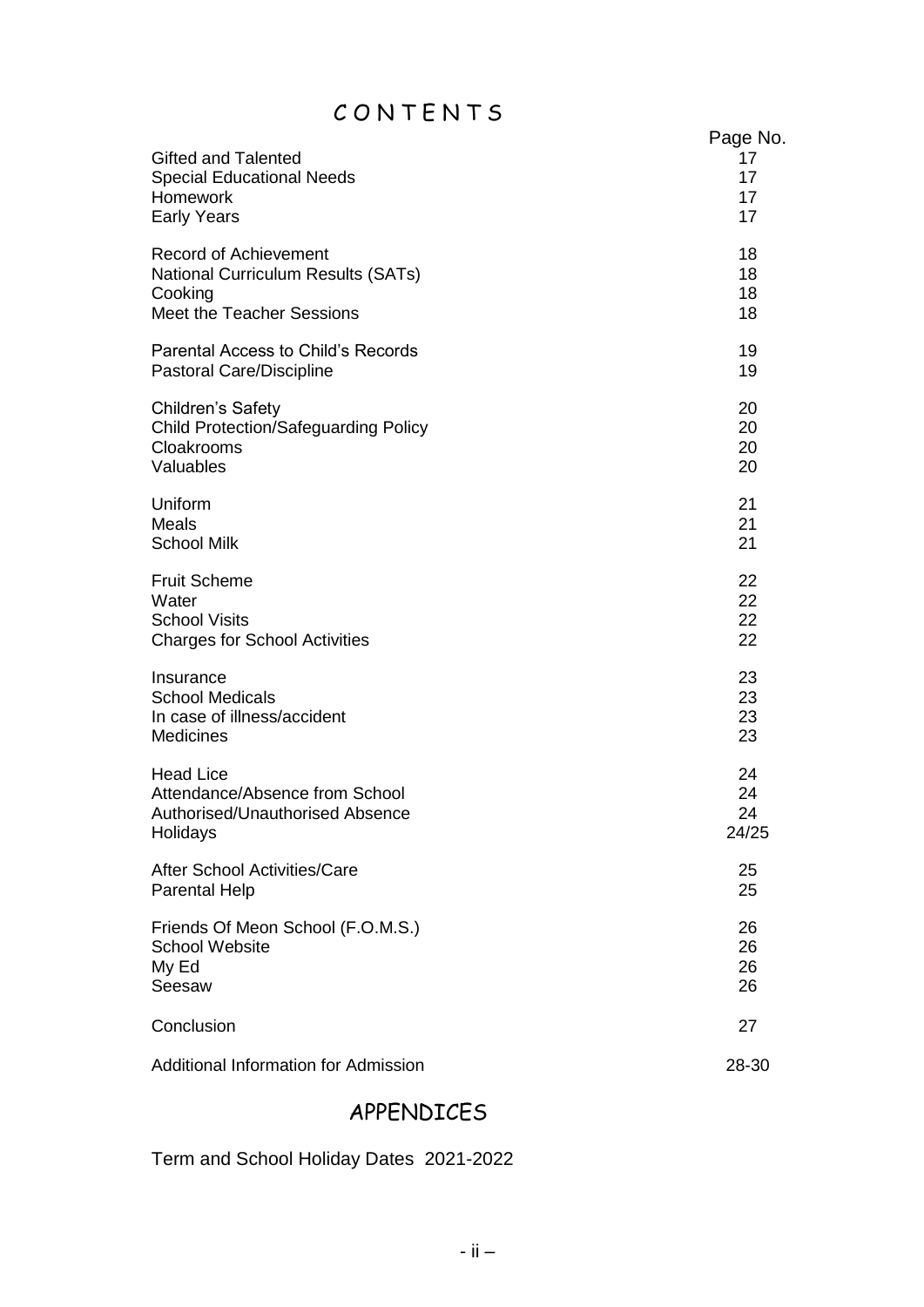# CONTENTS

| | Page No. |
|---|---|
| Gifted and Talented | 17 |
| Special Educational Needs | 17 |
| Homework | 17 |
| Early Years | 17 |
| | |
| Record of Achievement | 18 |
| National Curriculum Results (SATs) | 18 |
| Cooking | 18 |
| Meet the Teacher Sessions | 18 |
| | |
| Parental Access to Child's Records | 19 |
| Pastoral Care/Discipline | 19 |
| | |
| Children's Safety | 20 |
| Child Protection/Safeguarding Policy | 20 |
| Cloakrooms | 20 |
| Valuables | 20 |
| | |
| Uniform | 21 |
| Meals | 21 |
| School Milk | 21 |
| | |
| Fruit Scheme | 22 |
| Water | 22 |
| School Visits | 22 |
| Charges for School Activities | 22 |
| | |
| Insurance | 23 |
| School Medicals | 23 |
| In case of illness/accident | 23 |
| Medicines | 23 |
| | |
| Head Lice | 24 |
| Attendance/Absence from School | 24 |
| Authorised/Unauthorised Absence | 24 |
| Holidays | 24/25 |
| | |
| After School Activities/Care | 25 |
| Parental Help | 25 |
| | |
| Friends Of Meon School (F.O.M.S.) | 26 |
| School Website | 26 |
| My Ed | 26 |
| Seesaw | 26 |
| | |
| Conclusion | 27 |
| | |
| Additional Information for Admission | 28-30 |

## APPENDICES

Term and School Holiday Dates 2021-2022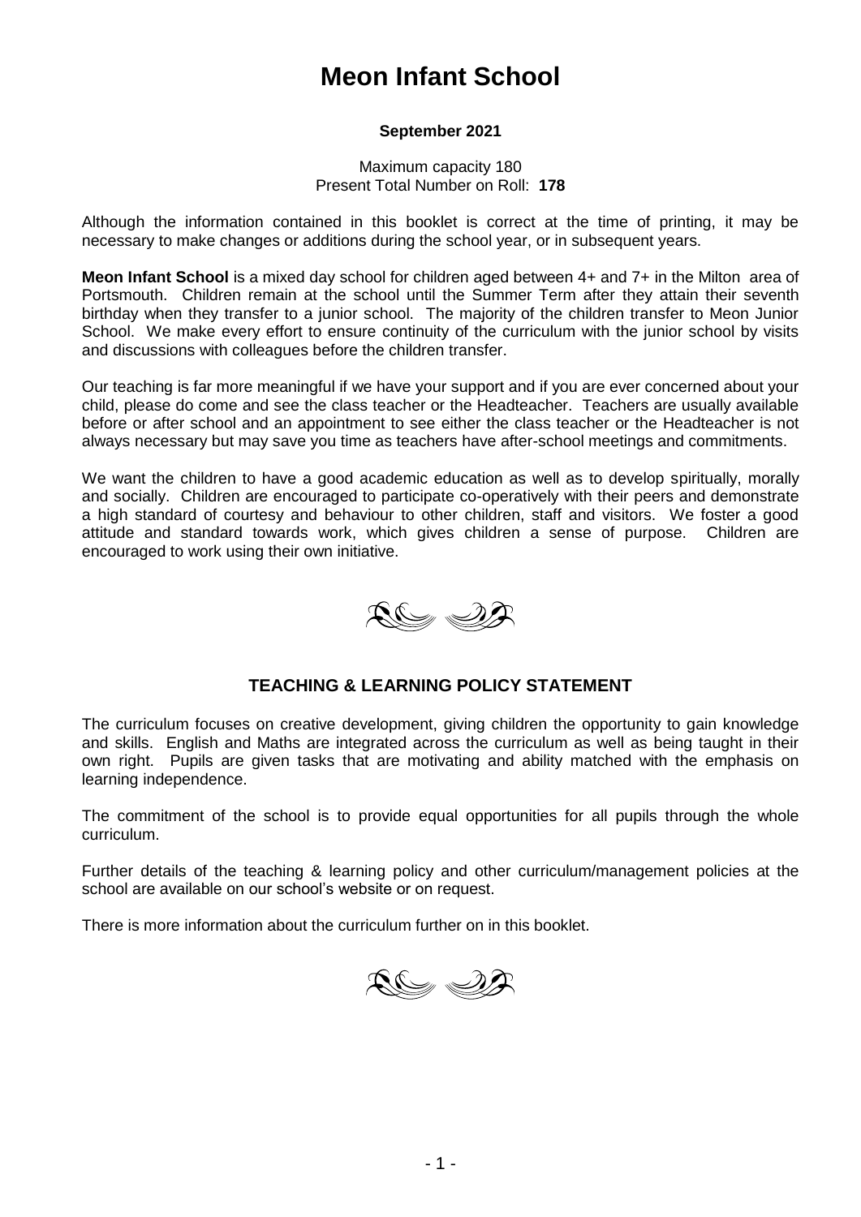# Meon Infant School

**September 2021**

Maximum capacity 180
Present Total Number on Roll: **178**

Although the information contained in this booklet is correct at the time of printing, it may be necessary to make changes or additions during the school year, or in subsequent years.

**Meon Infant School** is a mixed day school for children aged between 4+ and 7+ in the Milton area of Portsmouth. Children remain at the school until the Summer Term after they attain their seventh birthday when they transfer to a junior school. The majority of the children transfer to Meon Junior School. We make every effort to ensure continuity of the curriculum with the junior school by visits and discussions with colleagues before the children transfer.

Our teaching is far more meaningful if we have your support and if you are ever concerned about your child, please do come and see the class teacher or the Headteacher. Teachers are usually available before or after school and an appointment to see either the class teacher or the Headteacher is not always necessary but may save you time as teachers have after-school meetings and commitments.

We want the children to have a good academic education as well as to develop spiritually, morally and socially. Children are encouraged to participate co-operatively with their peers and demonstrate a high standard of courtesy and behaviour to other children, staff and visitors. We foster a good attitude and standard towards work, which gives children a sense of purpose. Children are encouraged to work using their own initiative.

## TEACHING & LEARNING POLICY STATEMENT

The curriculum focuses on creative development, giving children the opportunity to gain knowledge and skills. English and Maths are integrated across the curriculum as well as being taught in their own right. Pupils are given tasks that are motivating and ability matched with the emphasis on learning independence.

The commitment of the school is to provide equal opportunities for all pupils through the whole curriculum.

Further details of the teaching & learning policy and other curriculum/management policies at the school are available on our school's website or on request.

There is more information about the curriculum further on in this booklet.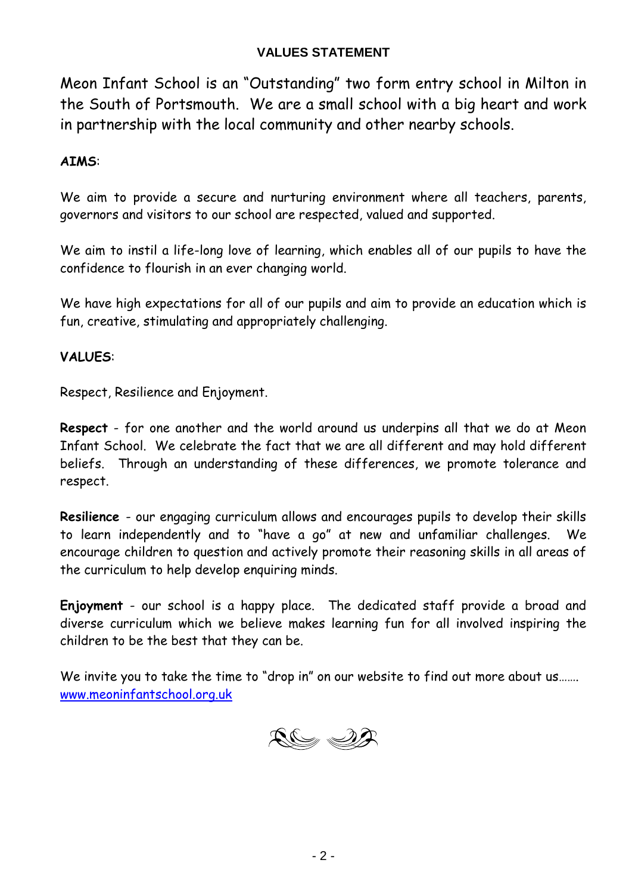## VALUES STATEMENT

Meon Infant School is an "Outstanding" two form entry school in Milton in the South of Portsmouth. We are a small school with a big heart and work in partnership with the local community and other nearby schools.

**AIMS**:

We aim to provide a secure and nurturing environment where all teachers, parents, governors and visitors to our school are respected, valued and supported.

We aim to instil a life-long love of learning, which enables all of our pupils to have the confidence to flourish in an ever changing world.

We have high expectations for all of our pupils and aim to provide an education which is fun, creative, stimulating and appropriately challenging.

**VALUES**:

Respect, Resilience and Enjoyment.

**Respect** - for one another and the world around us underpins all that we do at Meon Infant School. We celebrate the fact that we are all different and may hold different beliefs. Through an understanding of these differences, we promote tolerance and respect.

**Resilience** - our engaging curriculum allows and encourages pupils to develop their skills to learn independently and to "have a go" at new and unfamiliar challenges. We encourage children to question and actively promote their reasoning skills in all areas of the curriculum to help develop enquiring minds.

**Enjoyment** - our school is a happy place. The dedicated staff provide a broad and diverse curriculum which we believe makes learning fun for all involved inspiring the children to be the best that they can be.

We invite you to take the time to "drop in" on our website to find out more about us…….
[www.meoninfantschool.org.uk](http://www.meoninfantschool.org.uk)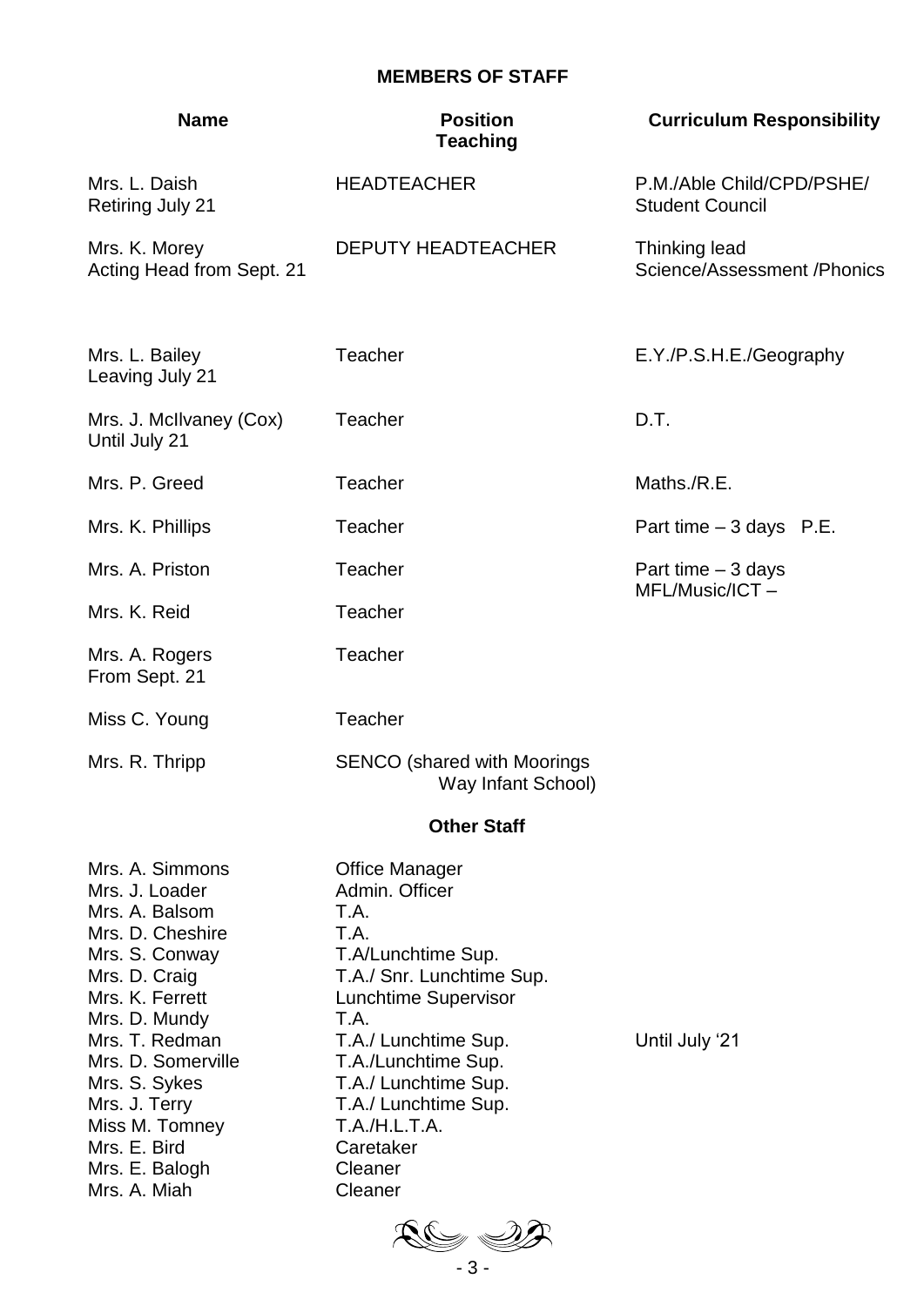## MEMBERS OF STAFF

| Name | Position<br>Teaching | Curriculum Responsibility |
|---|---|---|
| Mrs. L. Daish<br>Retiring July 21 | HEADTEACHER | P.M./Able Child/CPD/PSHE/<br>Student Council |
| Mrs. K. Morey<br>Acting Head from Sept. 21 | DEPUTY HEADTEACHER | Thinking lead<br>Science/Assessment /Phonics |
| Mrs. L. Bailey<br>Leaving July 21 | Teacher | E.Y./P.S.H.E./Geography |
| Mrs. J. McIlvaney (Cox)<br>Until July 21 | Teacher | D.T. |
| Mrs. P. Greed | Teacher | Maths./R.E. |
| Mrs. K. Phillips | Teacher | Part time – 3 days P.E. |
| Mrs. A. Priston | Teacher | Part time – 3 days<br>MFL/Music/ICT – |
| Mrs. K. Reid | Teacher | |
| Mrs. A. Rogers<br>From Sept. 21 | Teacher | |
| Miss C. Young | Teacher | |
| Mrs. R. Thripp | SENCO (shared with Moorings Way Infant School) | |

### Other Staff

| Name | Position | |
|---|---|---|
| Mrs. A. Simmons | Office Manager | |
| Mrs. J. Loader | Admin. Officer | |
| Mrs. A. Balsom | T.A. | |
| Mrs. D. Cheshire | T.A. | |
| Mrs. S. Conway | T.A/Lunchtime Sup. | |
| Mrs. D. Craig | T.A./ Snr. Lunchtime Sup. | |
| Mrs. K. Ferrett | Lunchtime Supervisor | |
| Mrs. D. Mundy | T.A. | |
| Mrs. T. Redman | T.A./ Lunchtime Sup. | Until July '21 |
| Mrs. D. Somerville | T.A./Lunchtime Sup. | |
| Mrs. S. Sykes | T.A./ Lunchtime Sup. | |
| Mrs. J. Terry | T.A./ Lunchtime Sup. | |
| Miss M. Tomney | T.A./H.L.T.A. | |
| Mrs. E. Bird | Caretaker | |
| Mrs. E. Balogh | Cleaner | |
| Mrs. A. Miah | Cleaner | |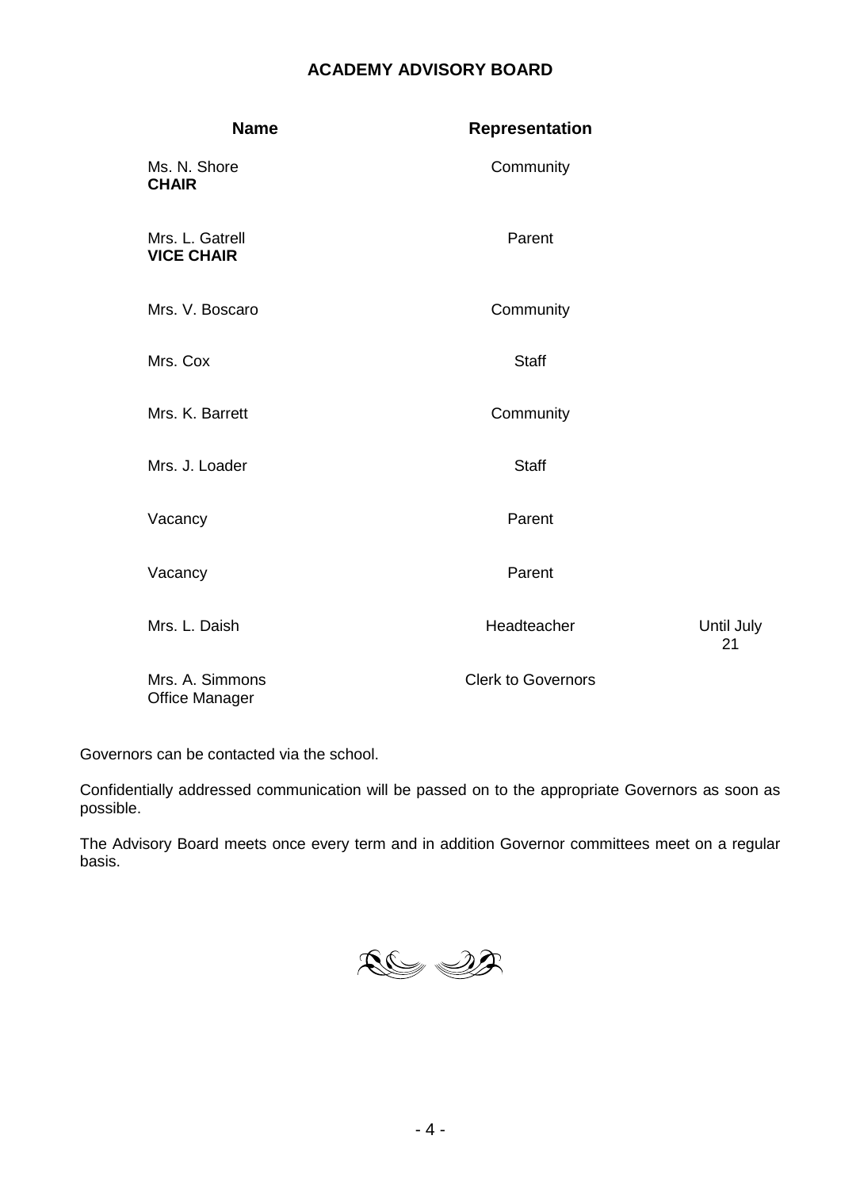## ACADEMY ADVISORY BOARD

| Name | Representation | |
|---|---|---|
| Ms. N. Shore<br>**CHAIR** | Community | |
| Mrs. L. Gatrell<br>**VICE CHAIR** | Parent | |
| Mrs. V. Boscaro | Community | |
| Mrs. Cox | Staff | |
| Mrs. K. Barrett | Community | |
| Mrs. J. Loader | Staff | |
| Vacancy | Parent | |
| Vacancy | Parent | |
| Mrs. L. Daish | Headteacher | Until July 21 |
| Mrs. A. Simmons<br>Office Manager | Clerk to Governors | |

Governors can be contacted via the school.

Confidentially addressed communication will be passed on to the appropriate Governors as soon as possible.

The Advisory Board meets once every term and in addition Governor committees meet on a regular basis.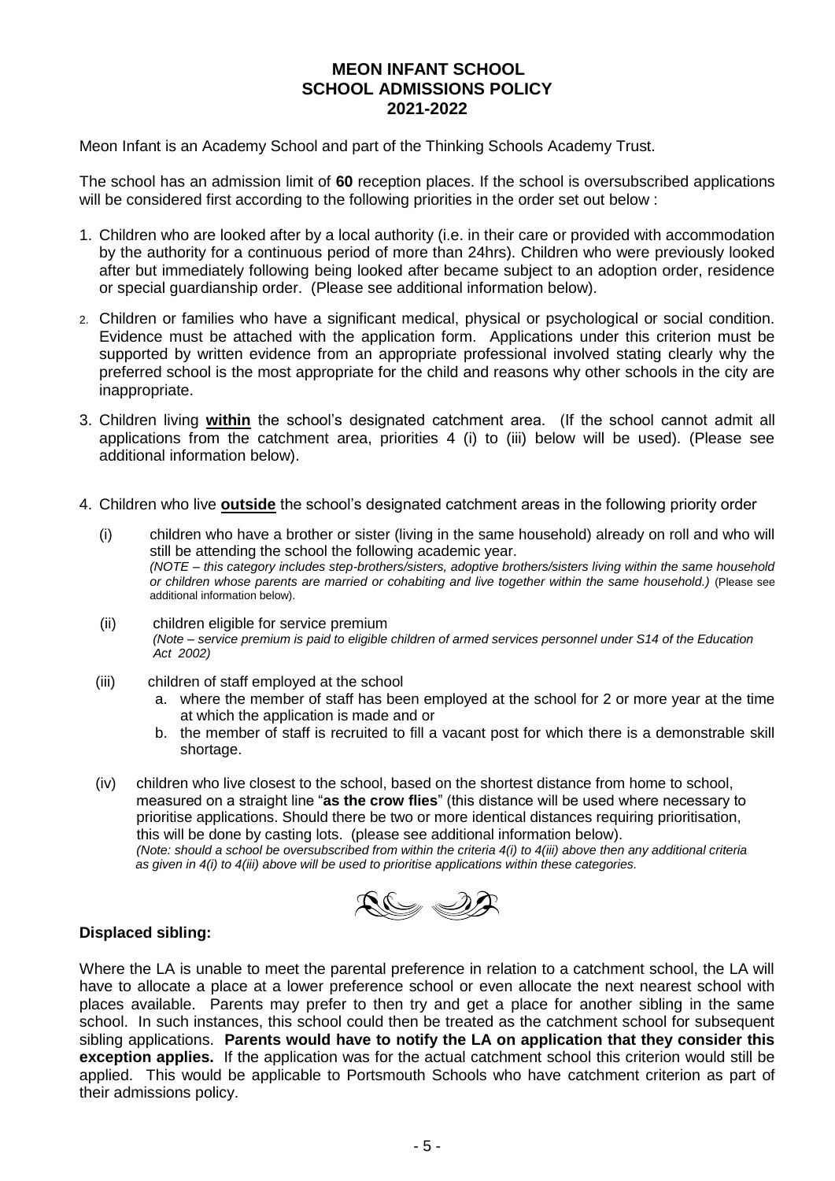# MEON INFANT SCHOOL
## SCHOOL ADMISSIONS POLICY
## 2021-2022

Meon Infant is an Academy School and part of the Thinking Schools Academy Trust.

The school has an admission limit of **60** reception places. If the school is oversubscribed applications will be considered first according to the following priorities in the order set out below :

1. Children who are looked after by a local authority (i.e. in their care or provided with accommodation by the authority for a continuous period of more than 24hrs). Children who were previously looked after but immediately following being looked after became subject to an adoption order, residence or special guardianship order. (Please see additional information below).

2. Children or families who have a significant medical, physical or psychological or social condition. Evidence must be attached with the application form. Applications under this criterion must be supported by written evidence from an appropriate professional involved stating clearly why the preferred school is the most appropriate for the child and reasons why other schools in the city are inappropriate.

3. Children living **within** the school's designated catchment area. (If the school cannot admit all applications from the catchment area, priorities 4 (i) to (iii) below will be used). (Please see additional information below).

4. Children who live **outside** the school's designated catchment areas in the following priority order

   (i) children who have a brother or sister (living in the same household) already on roll and who will still be attending the school the following academic year.
   *(NOTE – this category includes step-brothers/sisters, adoptive brothers/sisters living within the same household or children whose parents are married or cohabiting and live together within the same household.)* (Please see additional information below).

   (ii) children eligible for service premium
   *(Note – service premium is paid to eligible children of armed services personnel under S14 of the Education Act 2002)*

   (iii) children of staff employed at the school
      a. where the member of staff has been employed at the school for 2 or more year at the time at which the application is made and or
      b. the member of staff is recruited to fill a vacant post for which there is a demonstrable skill shortage.

   (iv) children who live closest to the school, based on the shortest distance from home to school, measured on a straight line "**as the crow flies**" (this distance will be used where necessary to prioritise applications. Should there be two or more identical distances requiring prioritisation, this will be done by casting lots. (please see additional information below).
   *(Note: should a school be oversubscribed from within the criteria 4(i) to 4(iii) above then any additional criteria as given in 4(i) to 4(iii) above will be used to prioritise applications within these categories.*

**Displaced sibling:**

Where the LA is unable to meet the parental preference in relation to a catchment school, the LA will have to allocate a place at a lower preference school or even allocate the next nearest school with places available. Parents may prefer to then try and get a place for another sibling in the same school. In such instances, this school could then be treated as the catchment school for subsequent sibling applications. **Parents would have to notify the LA on application that they consider this exception applies.** If the application was for the actual catchment school this criterion would still be applied. This would be applicable to Portsmouth Schools who have catchment criterion as part of their admissions policy.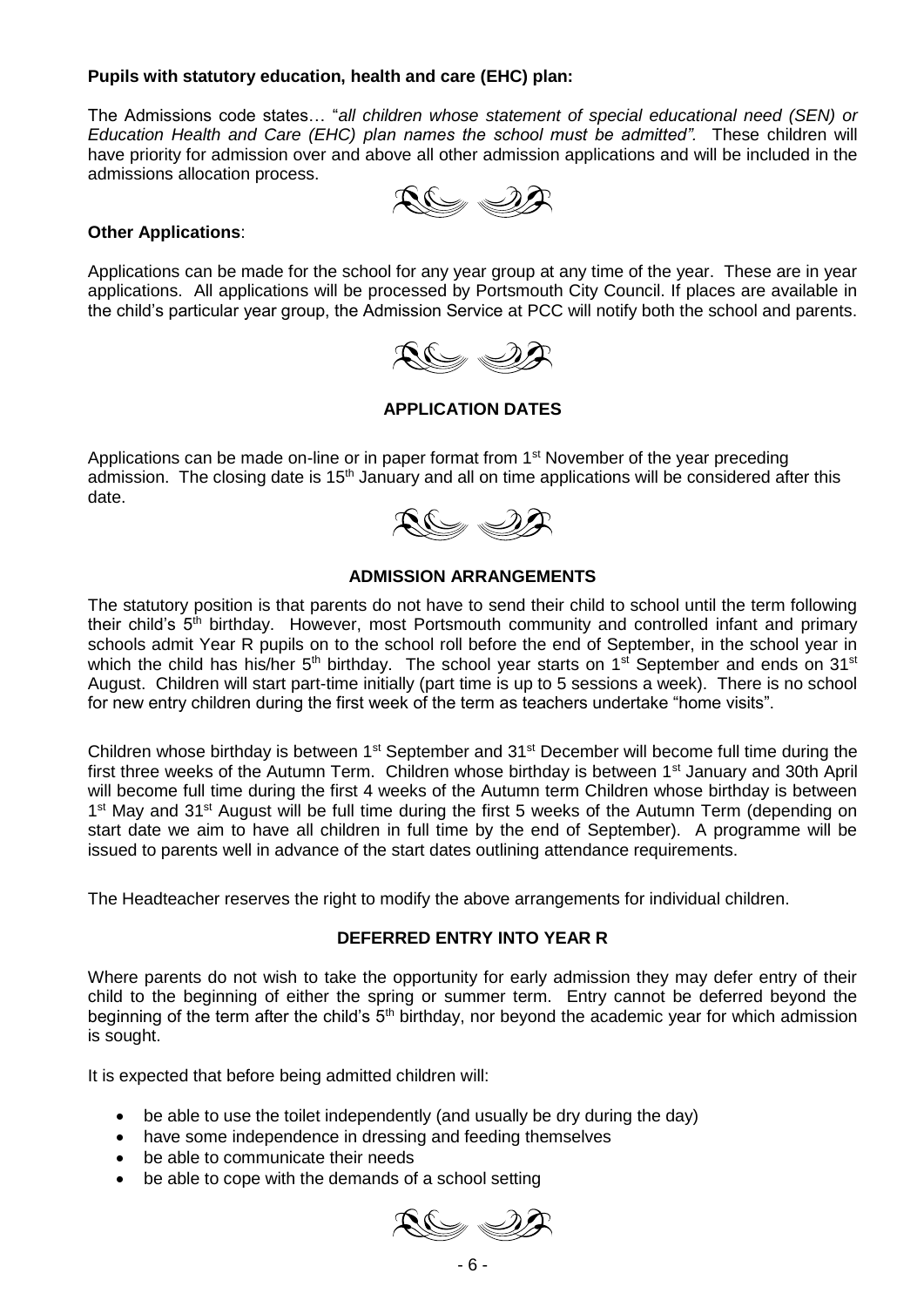**Pupils with statutory education, health and care (EHC) plan:**

The Admissions code states… "*all children whose statement of special educational need (SEN) or Education Health and Care (EHC) plan names the school must be admitted".* These children will have priority for admission over and above all other admission applications and will be included in the admissions allocation process.

**Other Applications**:

Applications can be made for the school for any year group at any time of the year. These are in year applications. All applications will be processed by Portsmouth City Council. If places are available in the child's particular year group, the Admission Service at PCC will notify both the school and parents.

### APPLICATION DATES

Applications can be made on-line or in paper format from 1st November of the year preceding admission. The closing date is 15th January and all on time applications will be considered after this date.

### ADMISSION ARRANGEMENTS

The statutory position is that parents do not have to send their child to school until the term following their child's 5th birthday. However, most Portsmouth community and controlled infant and primary schools admit Year R pupils on to the school roll before the end of September, in the school year in which the child has his/her 5th birthday. The school year starts on 1st September and ends on 31st August. Children will start part-time initially (part time is up to 5 sessions a week). There is no school for new entry children during the first week of the term as teachers undertake "home visits".

Children whose birthday is between 1st September and 31st December will become full time during the first three weeks of the Autumn Term. Children whose birthday is between 1st January and 30th April will become full time during the first 4 weeks of the Autumn term Children whose birthday is between 1st May and 31st August will be full time during the first 5 weeks of the Autumn Term (depending on start date we aim to have all children in full time by the end of September). A programme will be issued to parents well in advance of the start dates outlining attendance requirements.

The Headteacher reserves the right to modify the above arrangements for individual children.

### DEFERRED ENTRY INTO YEAR R

Where parents do not wish to take the opportunity for early admission they may defer entry of their child to the beginning of either the spring or summer term. Entry cannot be deferred beyond the beginning of the term after the child's 5th birthday, nor beyond the academic year for which admission is sought.

It is expected that before being admitted children will:

- be able to use the toilet independently (and usually be dry during the day)
- have some independence in dressing and feeding themselves
- be able to communicate their needs
- be able to cope with the demands of a school setting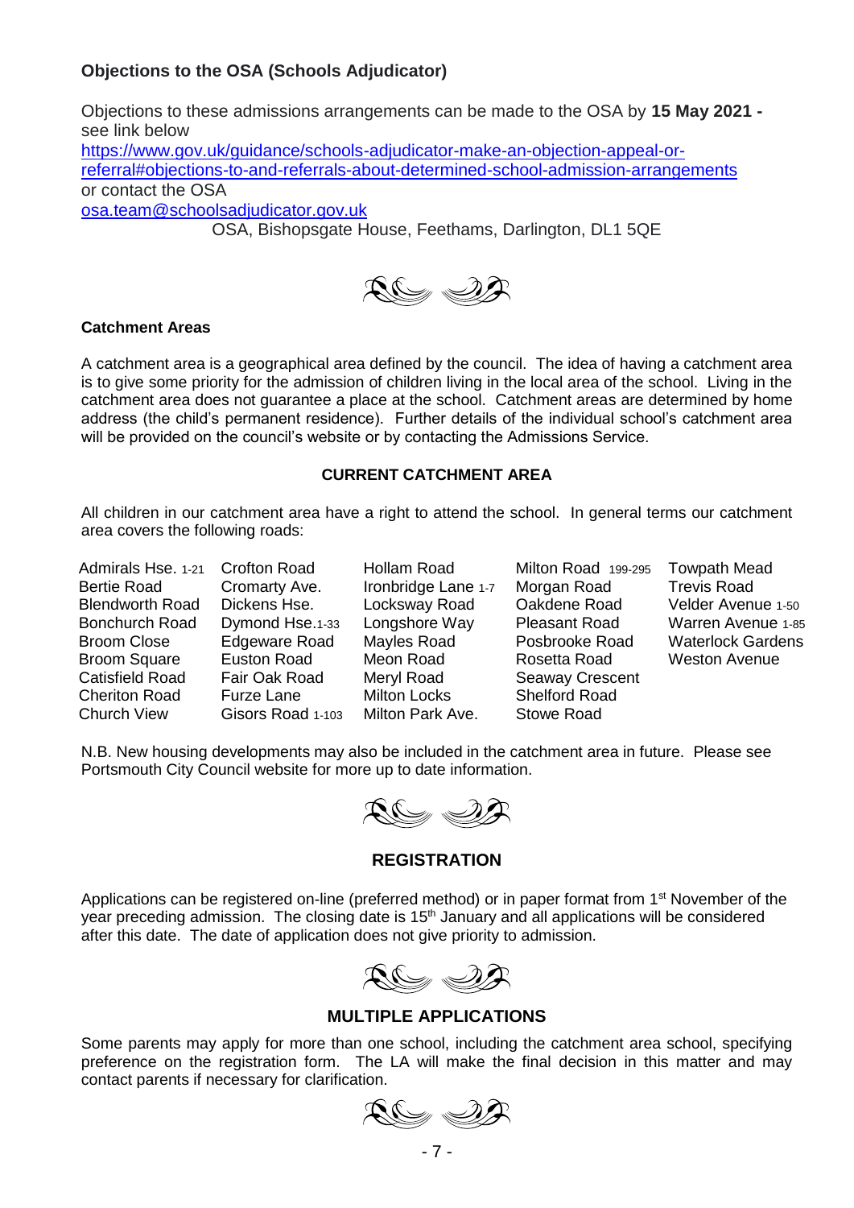### Objections to the OSA (Schools Adjudicator)

Objections to these admissions arrangements can be made to the OSA by **15 May 2021 -** see link below
https://www.gov.uk/guidance/schools-adjudicator-make-an-objection-appeal-or-referral#objections-to-and-referrals-about-determined-school-admission-arrangements
or contact the OSA
osa.team@schoolsadjudicator.gov.uk
OSA, Bishopsgate House, Feethams, Darlington, DL1 5QE

### Catchment Areas

A catchment area is a geographical area defined by the council. The idea of having a catchment area is to give some priority for the admission of children living in the local area of the school. Living in the catchment area does not guarantee a place at the school. Catchment areas are determined by home address (the child's permanent residence). Further details of the individual school's catchment area will be provided on the council's website or by contacting the Admissions Service.

### CURRENT CATCHMENT AREA

All children in our catchment area have a right to attend the school. In general terms our catchment area covers the following roads:

| | | | | |
|---|---|---|---|---|
| Admirals Hse. 1-21 | Crofton Road | Hollam Road | Milton Road 199-295 | Towpath Mead |
| Bertie Road | Cromarty Ave. | Ironbridge Lane 1-7 | Morgan Road | Trevis Road |
| Blendworth Road | Dickens Hse. | Locksway Road | Oakdene Road | Velder Avenue 1-50 |
| Bonchurch Road | Dymond Hse.1-33 | Longshore Way | Pleasant Road | Warren Avenue 1-85 |
| Broom Close | Edgeware Road | Mayles Road | Posbrooke Road | Waterlock Gardens |
| Broom Square | Euston Road | Meon Road | Rosetta Road | Weston Avenue |
| Catisfield Road | Fair Oak Road | Meryl Road | Seaway Crescent | |
| Cheriton Road | Furze Lane | Milton Locks | Shelford Road | |
| Church View | Gisors Road 1-103 | Milton Park Ave. | Stowe Road | |

N.B. New housing developments may also be included in the catchment area in future. Please see Portsmouth City Council website for more up to date information.

### REGISTRATION

Applications can be registered on-line (preferred method) or in paper format from 1st November of the year preceding admission. The closing date is 15th January and all applications will be considered after this date. The date of application does not give priority to admission.

### MULTIPLE APPLICATIONS

Some parents may apply for more than one school, including the catchment area school, specifying preference on the registration form. The LA will make the final decision in this matter and may contact parents if necessary for clarification.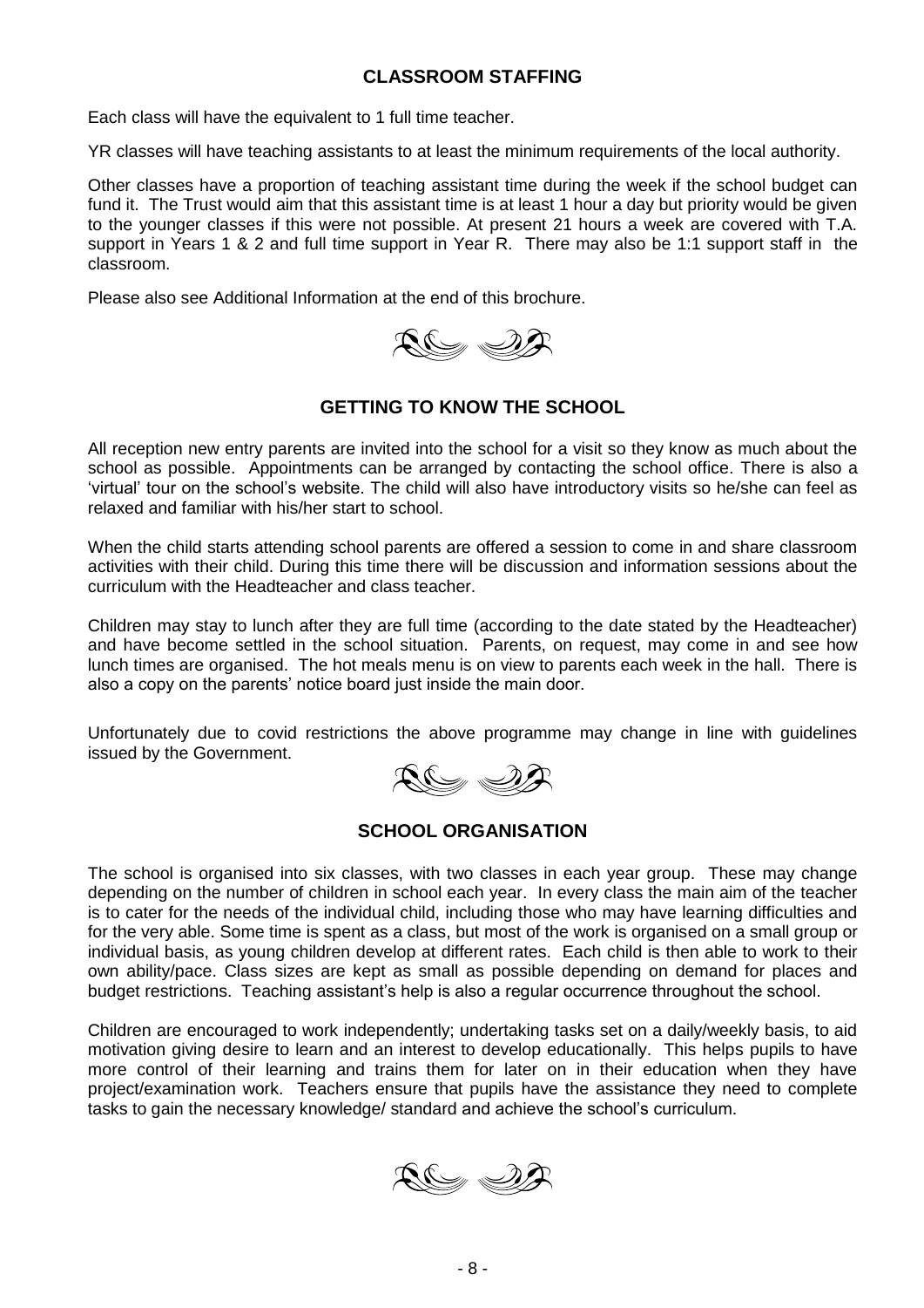## CLASSROOM STAFFING

Each class will have the equivalent to 1 full time teacher.

YR classes will have teaching assistants to at least the minimum requirements of the local authority.

Other classes have a proportion of teaching assistant time during the week if the school budget can fund it. The Trust would aim that this assistant time is at least 1 hour a day but priority would be given to the younger classes if this were not possible. At present 21 hours a week are covered with T.A. support in Years 1 & 2 and full time support in Year R. There may also be 1:1 support staff in the classroom.

Please also see Additional Information at the end of this brochure.

## GETTING TO KNOW THE SCHOOL

All reception new entry parents are invited into the school for a visit so they know as much about the school as possible. Appointments can be arranged by contacting the school office. There is also a 'virtual' tour on the school's website. The child will also have introductory visits so he/she can feel as relaxed and familiar with his/her start to school.

When the child starts attending school parents are offered a session to come in and share classroom activities with their child. During this time there will be discussion and information sessions about the curriculum with the Headteacher and class teacher.

Children may stay to lunch after they are full time (according to the date stated by the Headteacher) and have become settled in the school situation. Parents, on request, may come in and see how lunch times are organised. The hot meals menu is on view to parents each week in the hall. There is also a copy on the parents' notice board just inside the main door.

Unfortunately due to covid restrictions the above programme may change in line with guidelines issued by the Government.

## SCHOOL ORGANISATION

The school is organised into six classes, with two classes in each year group. These may change depending on the number of children in school each year. In every class the main aim of the teacher is to cater for the needs of the individual child, including those who may have learning difficulties and for the very able. Some time is spent as a class, but most of the work is organised on a small group or individual basis, as young children develop at different rates. Each child is then able to work to their own ability/pace. Class sizes are kept as small as possible depending on demand for places and budget restrictions. Teaching assistant's help is also a regular occurrence throughout the school.

Children are encouraged to work independently; undertaking tasks set on a daily/weekly basis, to aid motivation giving desire to learn and an interest to develop educationally. This helps pupils to have more control of their learning and trains them for later on in their education when they have project/examination work. Teachers ensure that pupils have the assistance they need to complete tasks to gain the necessary knowledge/ standard and achieve the school's curriculum.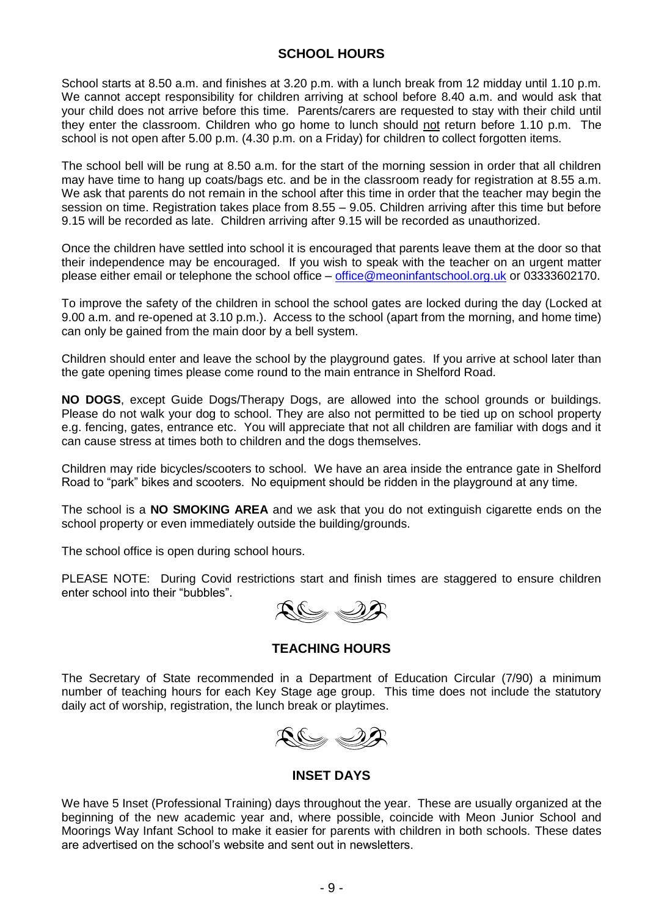## SCHOOL HOURS

School starts at 8.50 a.m. and finishes at 3.20 p.m. with a lunch break from 12 midday until 1.10 p.m. We cannot accept responsibility for children arriving at school before 8.40 a.m. and would ask that your child does not arrive before this time. Parents/carers are requested to stay with their child until they enter the classroom. Children who go home to lunch should not return before 1.10 p.m. The school is not open after 5.00 p.m. (4.30 p.m. on a Friday) for children to collect forgotten items.

The school bell will be rung at 8.50 a.m. for the start of the morning session in order that all children may have time to hang up coats/bags etc. and be in the classroom ready for registration at 8.55 a.m. We ask that parents do not remain in the school after this time in order that the teacher may begin the session on time. Registration takes place from 8.55 – 9.05. Children arriving after this time but before 9.15 will be recorded as late. Children arriving after 9.15 will be recorded as unauthorized.

Once the children have settled into school it is encouraged that parents leave them at the door so that their independence may be encouraged. If you wish to speak with the teacher on an urgent matter please either email or telephone the school office – office@meoninfantschool.org.uk or 03333602170.

To improve the safety of the children in school the school gates are locked during the day (Locked at 9.00 a.m. and re-opened at 3.10 p.m.). Access to the school (apart from the morning, and home time) can only be gained from the main door by a bell system.

Children should enter and leave the school by the playground gates. If you arrive at school later than the gate opening times please come round to the main entrance in Shelford Road.

**NO DOGS**, except Guide Dogs/Therapy Dogs, are allowed into the school grounds or buildings. Please do not walk your dog to school. They are also not permitted to be tied up on school property e.g. fencing, gates, entrance etc. You will appreciate that not all children are familiar with dogs and it can cause stress at times both to children and the dogs themselves.

Children may ride bicycles/scooters to school. We have an area inside the entrance gate in Shelford Road to "park" bikes and scooters. No equipment should be ridden in the playground at any time.

The school is a **NO SMOKING AREA** and we ask that you do not extinguish cigarette ends on the school property or even immediately outside the building/grounds.

The school office is open during school hours.

PLEASE NOTE: During Covid restrictions start and finish times are staggered to ensure children enter school into their "bubbles".

## TEACHING HOURS

The Secretary of State recommended in a Department of Education Circular (7/90) a minimum number of teaching hours for each Key Stage age group. This time does not include the statutory daily act of worship, registration, the lunch break or playtimes.

## INSET DAYS

We have 5 Inset (Professional Training) days throughout the year. These are usually organized at the beginning of the new academic year and, where possible, coincide with Meon Junior School and Moorings Way Infant School to make it easier for parents with children in both schools. These dates are advertised on the school's website and sent out in newsletters.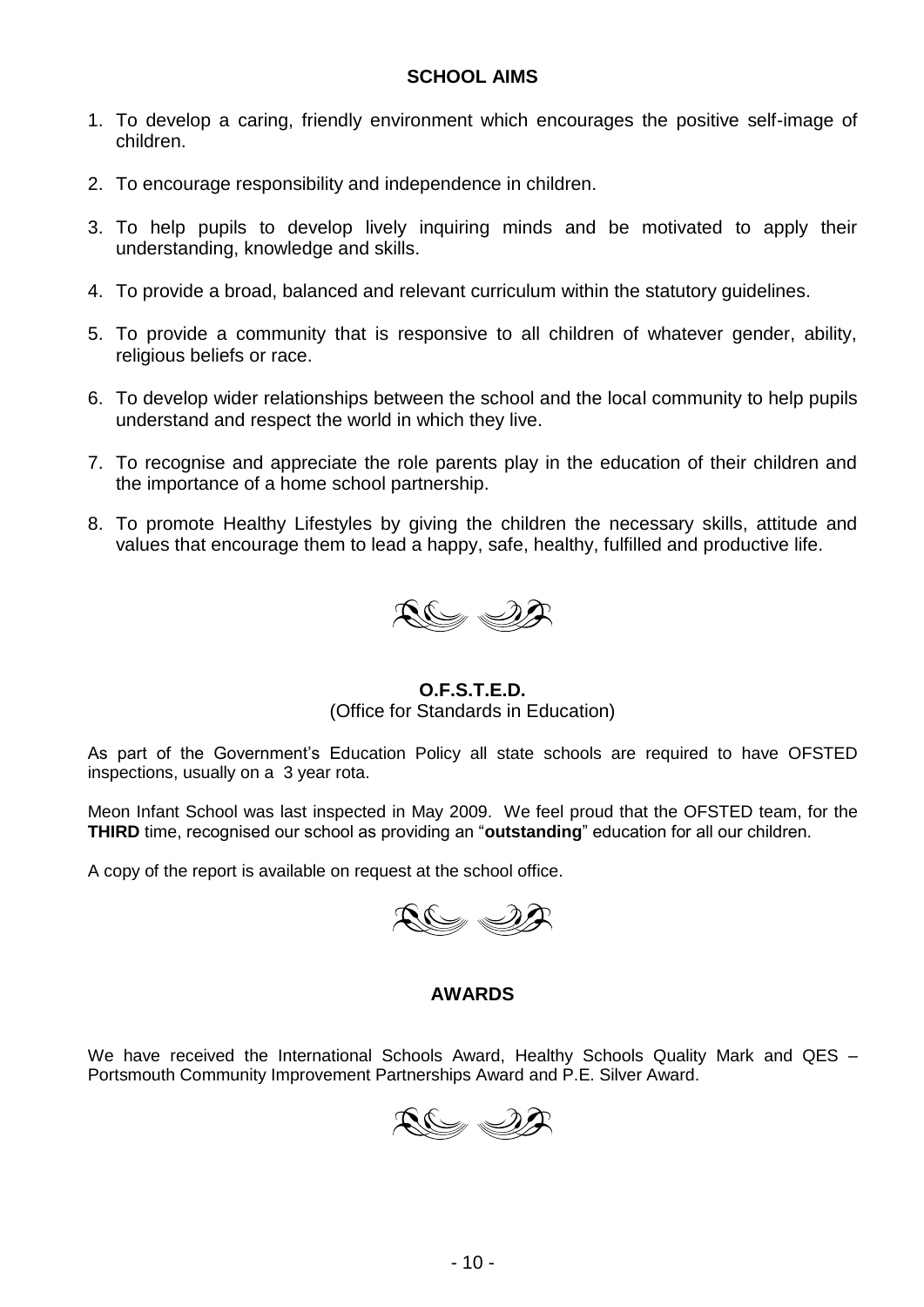## SCHOOL AIMS

1. To develop a caring, friendly environment which encourages the positive self-image of children.
2. To encourage responsibility and independence in children.
3. To help pupils to develop lively inquiring minds and be motivated to apply their understanding, knowledge and skills.
4. To provide a broad, balanced and relevant curriculum within the statutory guidelines.
5. To provide a community that is responsive to all children of whatever gender, ability, religious beliefs or race.
6. To develop wider relationships between the school and the local community to help pupils understand and respect the world in which they live.
7. To recognise and appreciate the role parents play in the education of their children and the importance of a home school partnership.
8. To promote Healthy Lifestyles by giving the children the necessary skills, attitude and values that encourage them to lead a happy, safe, healthy, fulfilled and productive life.

## O.F.S.T.E.D.

(Office for Standards in Education)

As part of the Government's Education Policy all state schools are required to have OFSTED inspections, usually on a 3 year rota.

Meon Infant School was last inspected in May 2009. We feel proud that the OFSTED team, for the **THIRD** time, recognised our school as providing an "**outstanding**" education for all our children.

A copy of the report is available on request at the school office.

## AWARDS

We have received the International Schools Award, Healthy Schools Quality Mark and QES – Portsmouth Community Improvement Partnerships Award and P.E. Silver Award.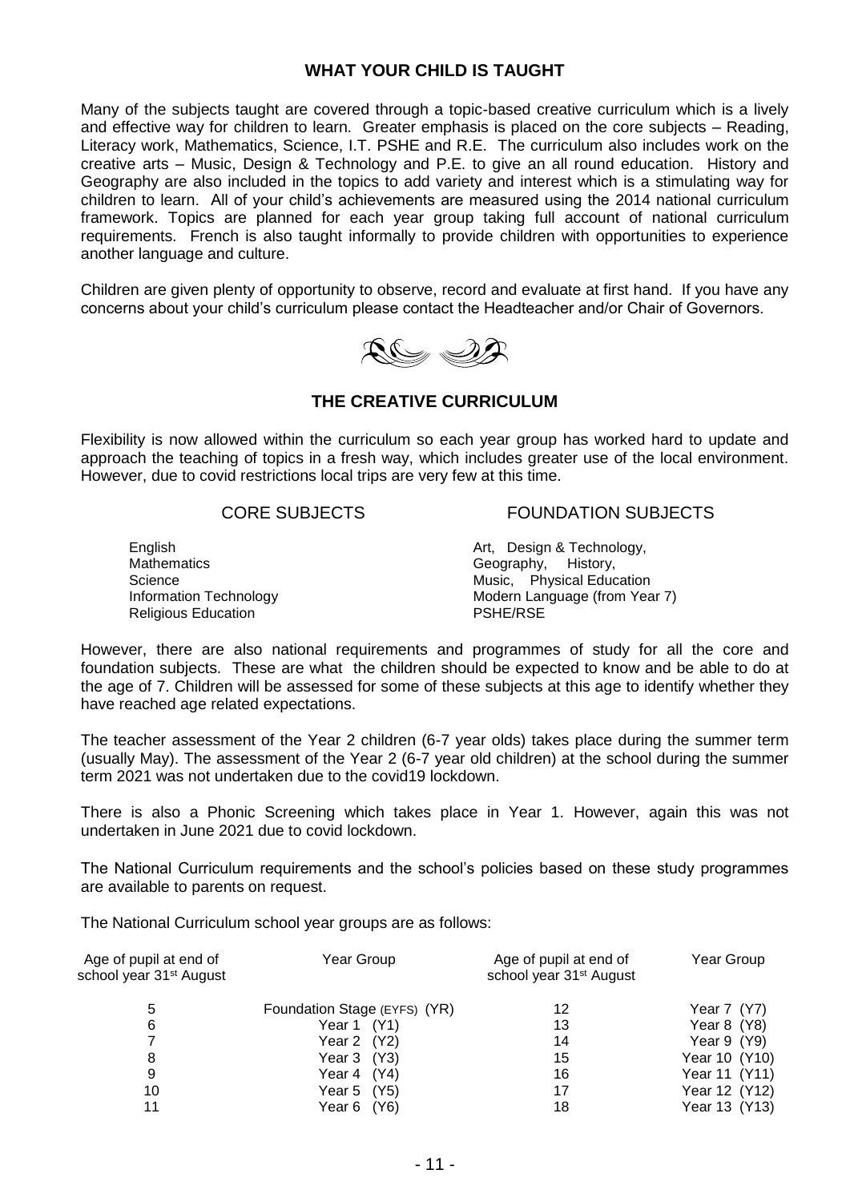## WHAT YOUR CHILD IS TAUGHT

Many of the subjects taught are covered through a topic-based creative curriculum which is a lively and effective way for children to learn. Greater emphasis is placed on the core subjects – Reading, Literacy work, Mathematics, Science, I.T. PSHE and R.E. The curriculum also includes work on the creative arts – Music, Design & Technology and P.E. to give an all round education. History and Geography are also included in the topics to add variety and interest which is a stimulating way for children to learn. All of your child's achievements are measured using the 2014 national curriculum framework. Topics are planned for each year group taking full account of national curriculum requirements. French is also taught informally to provide children with opportunities to experience another language and culture.

Children are given plenty of opportunity to observe, record and evaluate at first hand. If you have any concerns about your child's curriculum please contact the Headteacher and/or Chair of Governors.

## THE CREATIVE CURRICULUM

Flexibility is now allowed within the curriculum so each year group has worked hard to update and approach the teaching of topics in a fresh way, which includes greater use of the local environment. However, due to covid restrictions local trips are very few at this time.

| CORE SUBJECTS | FOUNDATION SUBJECTS |
|---|---|
| English | Art, Design & Technology, |
| Mathematics | Geography, History, |
| Science | Music, Physical Education |
| Information Technology | Modern Language (from Year 7) |
| Religious Education | PSHE/RSE |

However, there are also national requirements and programmes of study for all the core and foundation subjects. These are what the children should be expected to know and be able to do at the age of 7. Children will be assessed for some of these subjects at this age to identify whether they have reached age related expectations.

The teacher assessment of the Year 2 children (6-7 year olds) takes place during the summer term (usually May). The assessment of the Year 2 (6-7 year old children) at the school during the summer term 2021 was not undertaken due to the covid19 lockdown.

There is also a Phonic Screening which takes place in Year 1. However, again this was not undertaken in June 2021 due to covid lockdown.

The National Curriculum requirements and the school's policies based on these study programmes are available to parents on request.

The National Curriculum school year groups are as follows:

| Age of pupil at end of school year 31st August | Year Group | Age of pupil at end of school year 31st August | Year Group |
|---|---|---|---|
| 5 | Foundation Stage (EYFS) (YR) | 12 | Year 7 (Y7) |
| 6 | Year 1 (Y1) | 13 | Year 8 (Y8) |
| 7 | Year 2 (Y2) | 14 | Year 9 (Y9) |
| 8 | Year 3 (Y3) | 15 | Year 10 (Y10) |
| 9 | Year 4 (Y4) | 16 | Year 11 (Y11) |
| 10 | Year 5 (Y5) | 17 | Year 12 (Y12) |
| 11 | Year 6 (Y6) | 18 | Year 13 (Y13) |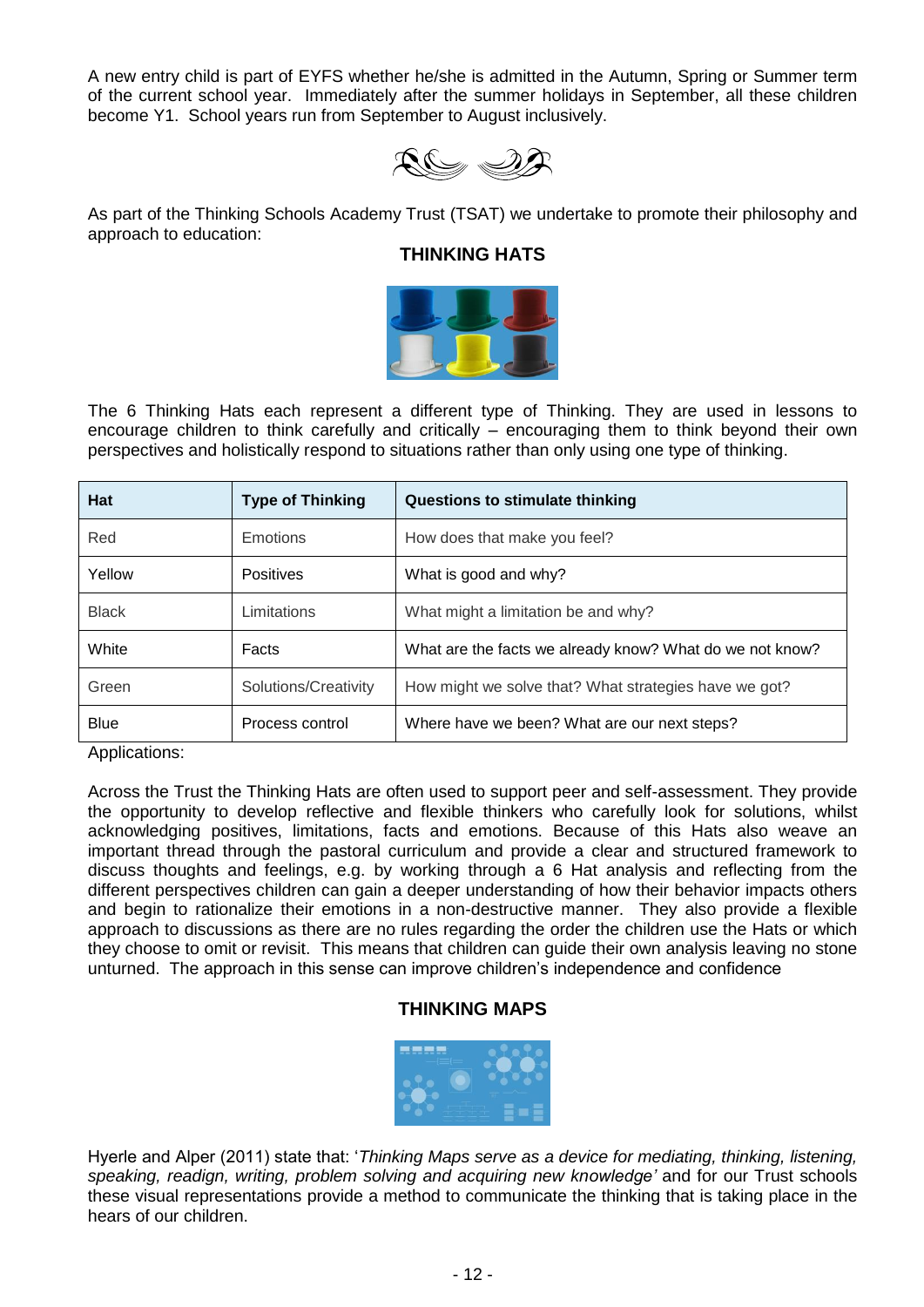A new entry child is part of EYFS whether he/she is admitted in the Autumn, Spring or Summer term of the current school year. Immediately after the summer holidays in September, all these children become Y1. School years run from September to August inclusively.

As part of the Thinking Schools Academy Trust (TSAT) we undertake to promote their philosophy and approach to education:

## THINKING HATS

The 6 Thinking Hats each represent a different type of Thinking. They are used in lessons to encourage children to think carefully and critically – encouraging them to think beyond their own perspectives and holistically respond to situations rather than only using one type of thinking.

| Hat | Type of Thinking | Questions to stimulate thinking |
|---|---|---|
| Red | Emotions | How does that make you feel? |
| Yellow | Positives | What is good and why? |
| Black | Limitations | What might a limitation be and why? |
| White | Facts | What are the facts we already know? What do we not know? |
| Green | Solutions/Creativity | How might we solve that? What strategies have we got? |
| Blue | Process control | Where have we been? What are our next steps? |

Applications:

Across the Trust the Thinking Hats are often used to support peer and self-assessment. They provide the opportunity to develop reflective and flexible thinkers who carefully look for solutions, whilst acknowledging positives, limitations, facts and emotions. Because of this Hats also weave an important thread through the pastoral curriculum and provide a clear and structured framework to discuss thoughts and feelings, e.g. by working through a 6 Hat analysis and reflecting from the different perspectives children can gain a deeper understanding of how their behavior impacts others and begin to rationalize their emotions in a non-destructive manner. They also provide a flexible approach to discussions as there are no rules regarding the order the children use the Hats or which they choose to omit or revisit. This means that children can guide their own analysis leaving no stone unturned. The approach in this sense can improve children's independence and confidence

## THINKING MAPS

Hyerle and Alper (2011) state that: '*Thinking Maps serve as a device for mediating, thinking, listening, speaking, readign, writing, problem solving and acquiring new knowledge'* and for our Trust schools these visual representations provide a method to communicate the thinking that is taking place in the hears of our children.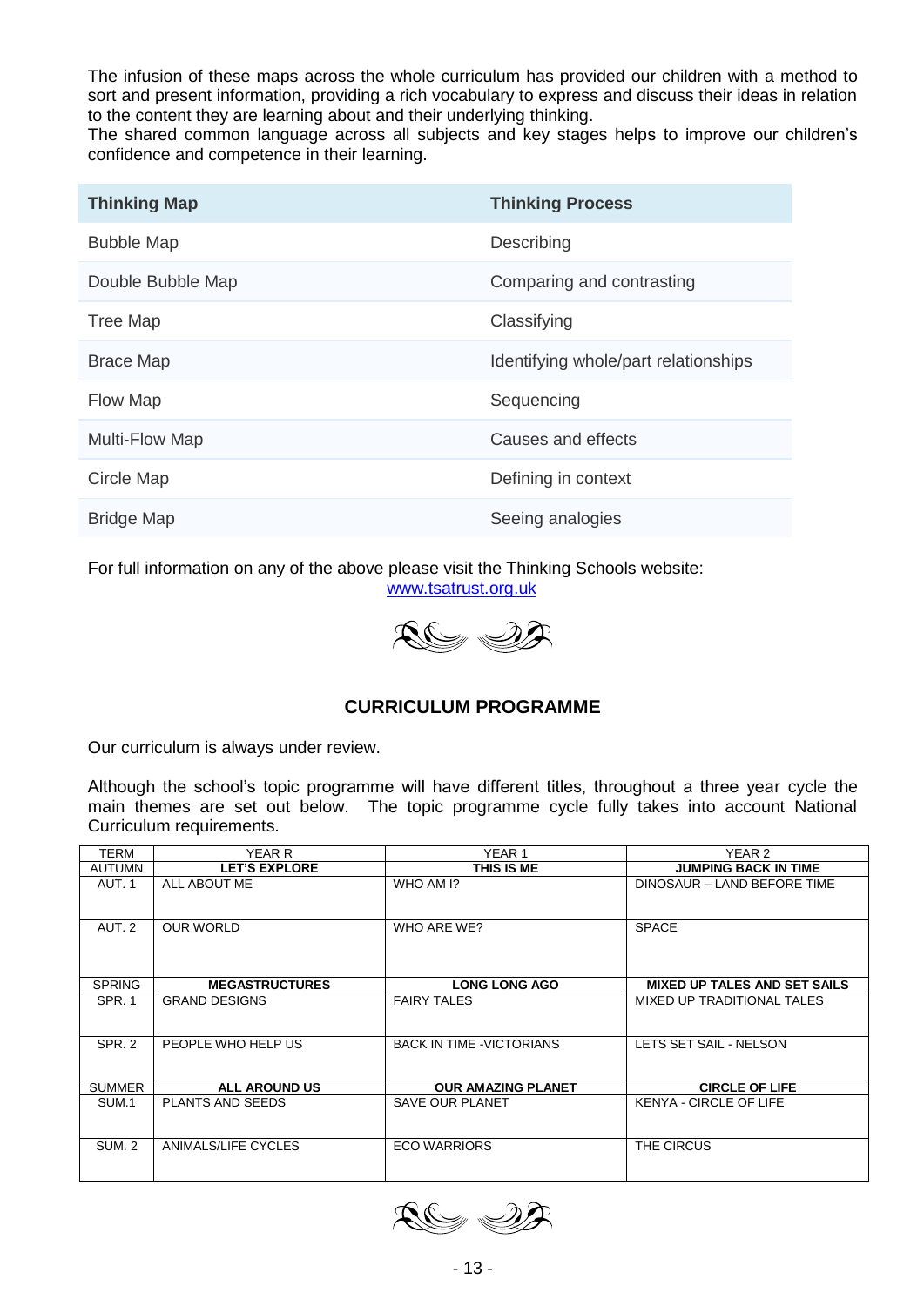The infusion of these maps across the whole curriculum has provided our children with a method to sort and present information, providing a rich vocabulary to express and discuss their ideas in relation to the content they are learning about and their underlying thinking.
The shared common language across all subjects and key stages helps to improve our children's confidence and competence in their learning.

| Thinking Map | Thinking Process |
|---|---|
| Bubble Map | Describing |
| Double Bubble Map | Comparing and contrasting |
| Tree Map | Classifying |
| Brace Map | Identifying whole/part relationships |
| Flow Map | Sequencing |
| Multi-Flow Map | Causes and effects |
| Circle Map | Defining in context |
| Bridge Map | Seeing analogies |

For full information on any of the above please visit the Thinking Schools website:
www.tsatrust.org.uk

## CURRICULUM PROGRAMME

Our curriculum is always under review.

Although the school's topic programme will have different titles, throughout a three year cycle the main themes are set out below. The topic programme cycle fully takes into account National Curriculum requirements.

| TERM | YEAR R | YEAR 1 | YEAR 2 |
|---|---|---|---|
| AUTUMN | **LET'S EXPLORE** | **THIS IS ME** | **JUMPING BACK IN TIME** |
| AUT. 1 | ALL ABOUT ME | WHO AM I? | DINOSAUR – LAND BEFORE TIME |
| AUT. 2 | OUR WORLD | WHO ARE WE? | SPACE |
| SPRING | **MEGASTRUCTURES** | **LONG LONG AGO** | **MIXED UP TALES AND SET SAILS** |
| SPR. 1 | GRAND DESIGNS | FAIRY TALES | MIXED UP TRADITIONAL TALES |
| SPR. 2 | PEOPLE WHO HELP US | BACK IN TIME -VICTORIANS | LETS SET SAIL - NELSON |
| SUMMER | **ALL AROUND US** | **OUR AMAZING PLANET** | **CIRCLE OF LIFE** |
| SUM.1 | PLANTS AND SEEDS | SAVE OUR PLANET | KENYA - CIRCLE OF LIFE |
| SUM. 2 | ANIMALS/LIFE CYCLES | ECO WARRIORS | THE CIRCUS |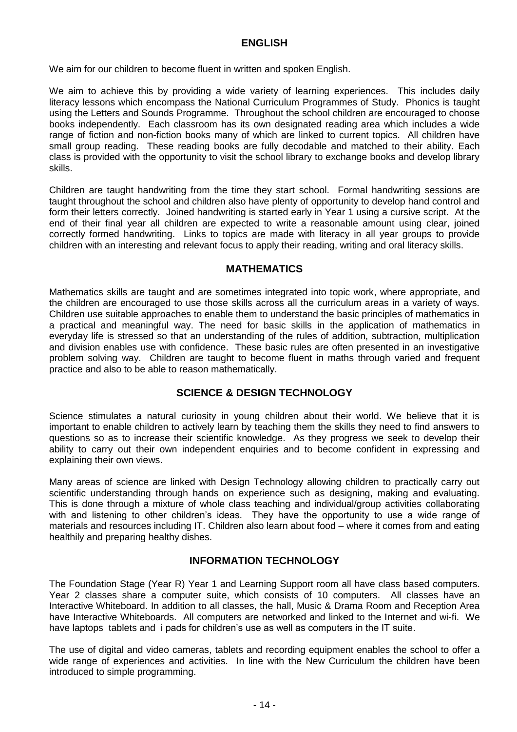## ENGLISH

We aim for our children to become fluent in written and spoken English.

We aim to achieve this by providing a wide variety of learning experiences. This includes daily literacy lessons which encompass the National Curriculum Programmes of Study. Phonics is taught using the Letters and Sounds Programme. Throughout the school children are encouraged to choose books independently. Each classroom has its own designated reading area which includes a wide range of fiction and non-fiction books many of which are linked to current topics. All children have small group reading. These reading books are fully decodable and matched to their ability. Each class is provided with the opportunity to visit the school library to exchange books and develop library skills.

Children are taught handwriting from the time they start school. Formal handwriting sessions are taught throughout the school and children also have plenty of opportunity to develop hand control and form their letters correctly. Joined handwriting is started early in Year 1 using a cursive script. At the end of their final year all children are expected to write a reasonable amount using clear, joined correctly formed handwriting. Links to topics are made with literacy in all year groups to provide children with an interesting and relevant focus to apply their reading, writing and oral literacy skills.

## MATHEMATICS

Mathematics skills are taught and are sometimes integrated into topic work, where appropriate, and the children are encouraged to use those skills across all the curriculum areas in a variety of ways. Children use suitable approaches to enable them to understand the basic principles of mathematics in a practical and meaningful way. The need for basic skills in the application of mathematics in everyday life is stressed so that an understanding of the rules of addition, subtraction, multiplication and division enables use with confidence. These basic rules are often presented in an investigative problem solving way. Children are taught to become fluent in maths through varied and frequent practice and also to be able to reason mathematically.

## SCIENCE & DESIGN TECHNOLOGY

Science stimulates a natural curiosity in young children about their world. We believe that it is important to enable children to actively learn by teaching them the skills they need to find answers to questions so as to increase their scientific knowledge. As they progress we seek to develop their ability to carry out their own independent enquiries and to become confident in expressing and explaining their own views.

Many areas of science are linked with Design Technology allowing children to practically carry out scientific understanding through hands on experience such as designing, making and evaluating. This is done through a mixture of whole class teaching and individual/group activities collaborating with and listening to other children's ideas. They have the opportunity to use a wide range of materials and resources including IT. Children also learn about food – where it comes from and eating healthily and preparing healthy dishes.

## INFORMATION TECHNOLOGY

The Foundation Stage (Year R) Year 1 and Learning Support room all have class based computers. Year 2 classes share a computer suite, which consists of 10 computers. All classes have an Interactive Whiteboard. In addition to all classes, the hall, Music & Drama Room and Reception Area have Interactive Whiteboards. All computers are networked and linked to the Internet and wi-fi. We have laptops tablets and i pads for children's use as well as computers in the IT suite.

The use of digital and video cameras, tablets and recording equipment enables the school to offer a wide range of experiences and activities. In line with the New Curriculum the children have been introduced to simple programming.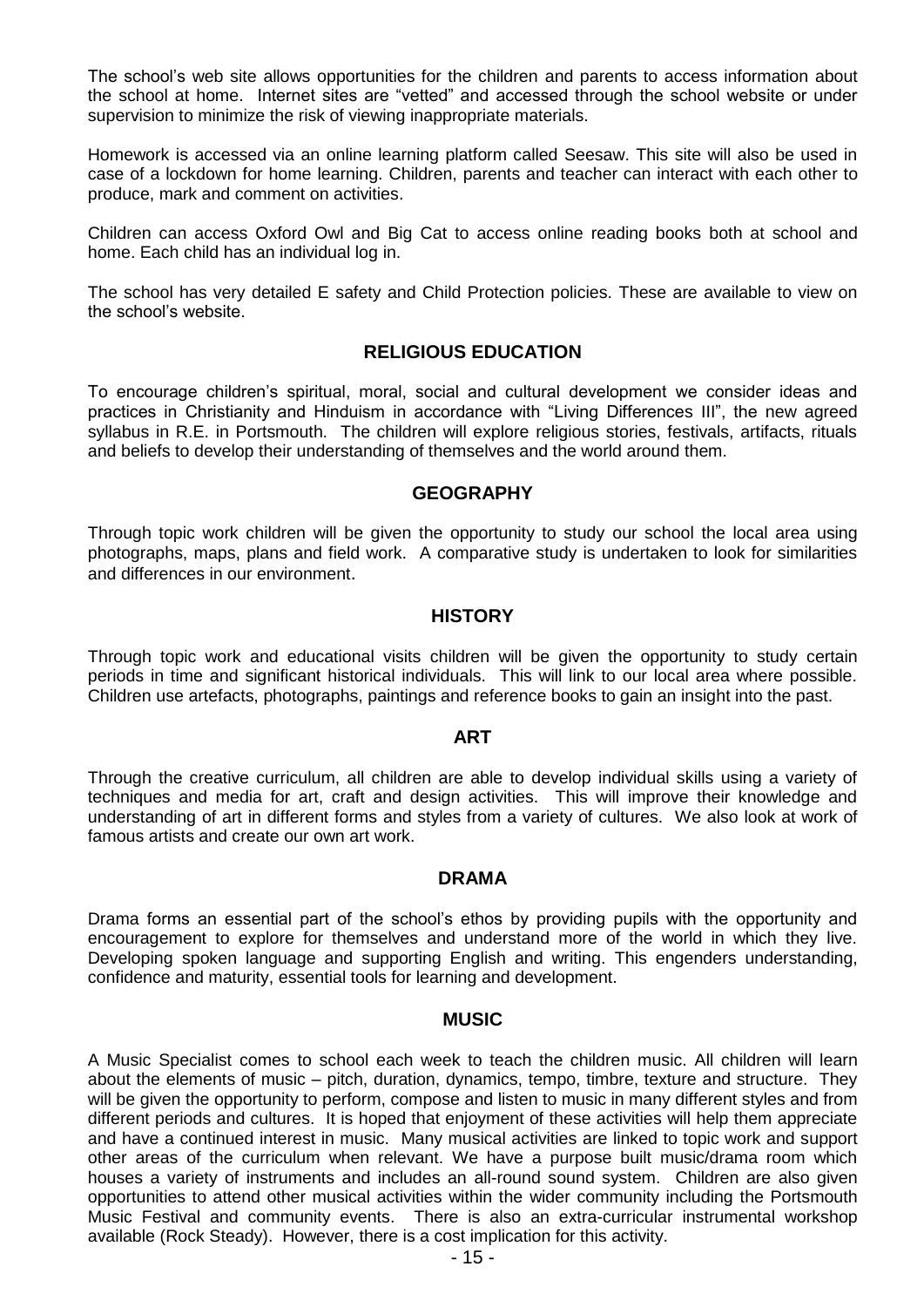The school's web site allows opportunities for the children and parents to access information about the school at home. Internet sites are "vetted" and accessed through the school website or under supervision to minimize the risk of viewing inappropriate materials.

Homework is accessed via an online learning platform called Seesaw. This site will also be used in case of a lockdown for home learning. Children, parents and teacher can interact with each other to produce, mark and comment on activities.

Children can access Oxford Owl and Big Cat to access online reading books both at school and home. Each child has an individual log in.

The school has very detailed E safety and Child Protection policies. These are available to view on the school's website.

## RELIGIOUS EDUCATION

To encourage children's spiritual, moral, social and cultural development we consider ideas and practices in Christianity and Hinduism in accordance with "Living Differences III", the new agreed syllabus in R.E. in Portsmouth. The children will explore religious stories, festivals, artifacts, rituals and beliefs to develop their understanding of themselves and the world around them.

## GEOGRAPHY

Through topic work children will be given the opportunity to study our school the local area using photographs, maps, plans and field work. A comparative study is undertaken to look for similarities and differences in our environment.

## HISTORY

Through topic work and educational visits children will be given the opportunity to study certain periods in time and significant historical individuals. This will link to our local area where possible. Children use artefacts, photographs, paintings and reference books to gain an insight into the past.

## ART

Through the creative curriculum, all children are able to develop individual skills using a variety of techniques and media for art, craft and design activities. This will improve their knowledge and understanding of art in different forms and styles from a variety of cultures. We also look at work of famous artists and create our own art work.

## DRAMA

Drama forms an essential part of the school's ethos by providing pupils with the opportunity and encouragement to explore for themselves and understand more of the world in which they live. Developing spoken language and supporting English and writing. This engenders understanding, confidence and maturity, essential tools for learning and development.

## MUSIC

A Music Specialist comes to school each week to teach the children music. All children will learn about the elements of music – pitch, duration, dynamics, tempo, timbre, texture and structure. They will be given the opportunity to perform, compose and listen to music in many different styles and from different periods and cultures. It is hoped that enjoyment of these activities will help them appreciate and have a continued interest in music. Many musical activities are linked to topic work and support other areas of the curriculum when relevant. We have a purpose built music/drama room which houses a variety of instruments and includes an all-round sound system. Children are also given opportunities to attend other musical activities within the wider community including the Portsmouth Music Festival and community events. There is also an extra-curricular instrumental workshop available (Rock Steady). However, there is a cost implication for this activity.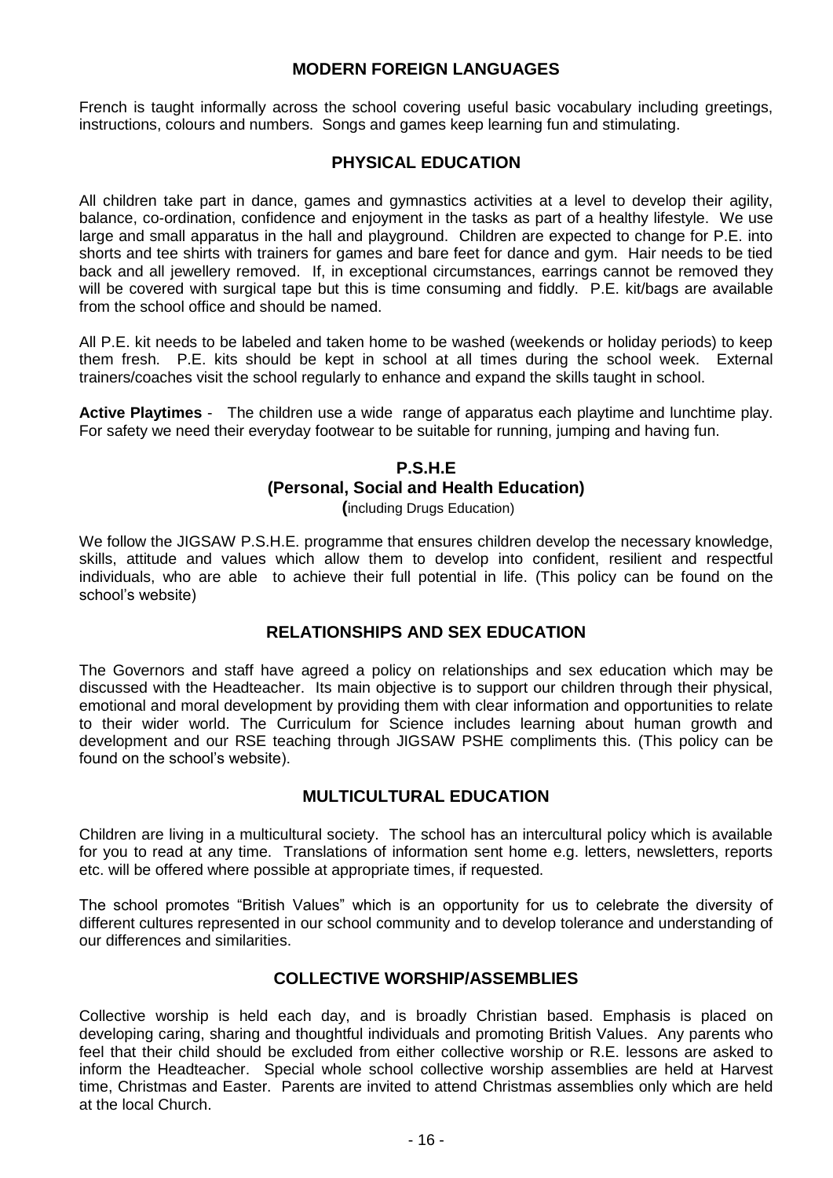## MODERN FOREIGN LANGUAGES

French is taught informally across the school covering useful basic vocabulary including greetings, instructions, colours and numbers. Songs and games keep learning fun and stimulating.

## PHYSICAL EDUCATION

All children take part in dance, games and gymnastics activities at a level to develop their agility, balance, co-ordination, confidence and enjoyment in the tasks as part of a healthy lifestyle. We use large and small apparatus in the hall and playground. Children are expected to change for P.E. into shorts and tee shirts with trainers for games and bare feet for dance and gym. Hair needs to be tied back and all jewellery removed. If, in exceptional circumstances, earrings cannot be removed they will be covered with surgical tape but this is time consuming and fiddly. P.E. kit/bags are available from the school office and should be named.

All P.E. kit needs to be labeled and taken home to be washed (weekends or holiday periods) to keep them fresh. P.E. kits should be kept in school at all times during the school week. External trainers/coaches visit the school regularly to enhance and expand the skills taught in school.

**Active Playtimes** - The children use a wide range of apparatus each playtime and lunchtime play. For safety we need their everyday footwear to be suitable for running, jumping and having fun.

## P.S.H.E
## (Personal, Social and Health Education)

(including Drugs Education)

We follow the JIGSAW P.S.H.E. programme that ensures children develop the necessary knowledge, skills, attitude and values which allow them to develop into confident, resilient and respectful individuals, who are able to achieve their full potential in life. (This policy can be found on the school's website)

## RELATIONSHIPS AND SEX EDUCATION

The Governors and staff have agreed a policy on relationships and sex education which may be discussed with the Headteacher. Its main objective is to support our children through their physical, emotional and moral development by providing them with clear information and opportunities to relate to their wider world. The Curriculum for Science includes learning about human growth and development and our RSE teaching through JIGSAW PSHE compliments this. (This policy can be found on the school's website).

## MULTICULTURAL EDUCATION

Children are living in a multicultural society. The school has an intercultural policy which is available for you to read at any time. Translations of information sent home e.g. letters, newsletters, reports etc. will be offered where possible at appropriate times, if requested.

The school promotes "British Values" which is an opportunity for us to celebrate the diversity of different cultures represented in our school community and to develop tolerance and understanding of our differences and similarities.

## COLLECTIVE WORSHIP/ASSEMBLIES

Collective worship is held each day, and is broadly Christian based. Emphasis is placed on developing caring, sharing and thoughtful individuals and promoting British Values. Any parents who feel that their child should be excluded from either collective worship or R.E. lessons are asked to inform the Headteacher. Special whole school collective worship assemblies are held at Harvest time, Christmas and Easter. Parents are invited to attend Christmas assemblies only which are held at the local Church.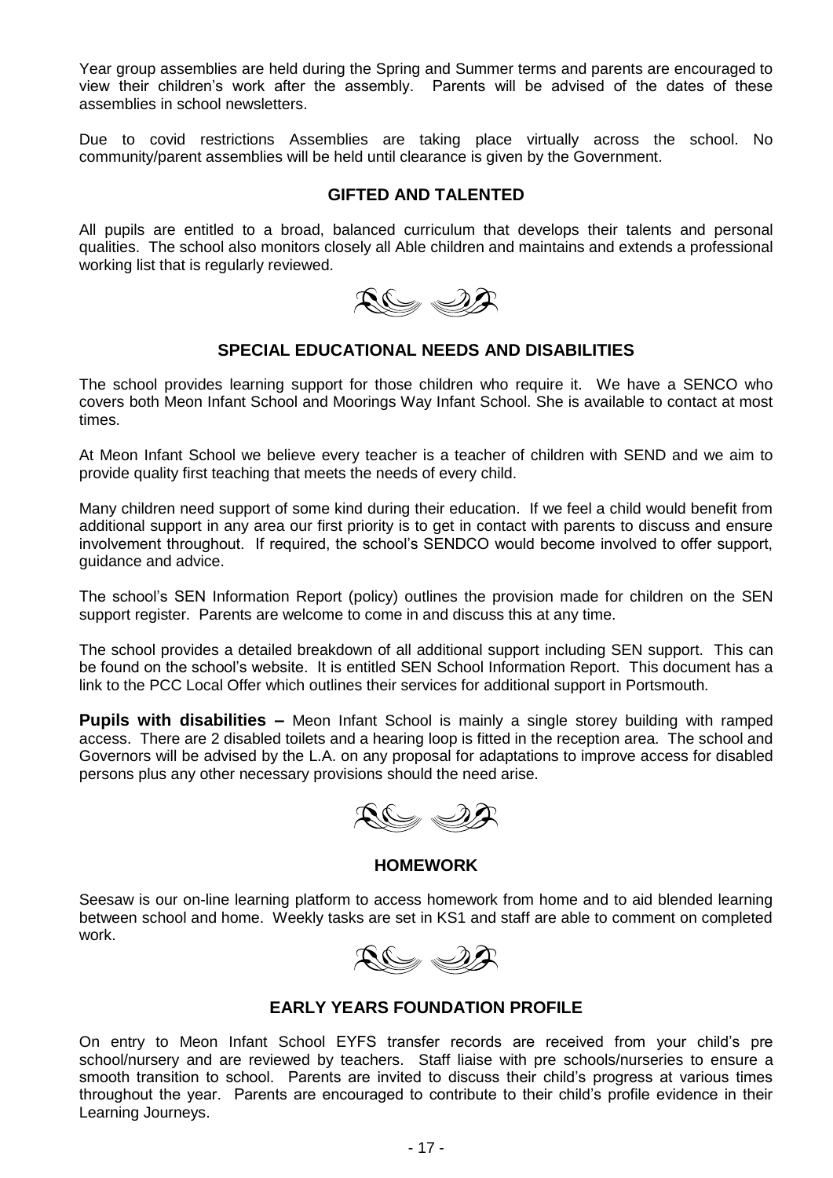Year group assemblies are held during the Spring and Summer terms and parents are encouraged to view their children's work after the assembly. Parents will be advised of the dates of these assemblies in school newsletters.

Due to covid restrictions Assemblies are taking place virtually across the school. No community/parent assemblies will be held until clearance is given by the Government.

## GIFTED AND TALENTED

All pupils are entitled to a broad, balanced curriculum that develops their talents and personal qualities. The school also monitors closely all Able children and maintains and extends a professional working list that is regularly reviewed.

## SPECIAL EDUCATIONAL NEEDS AND DISABILITIES

The school provides learning support for those children who require it. We have a SENCO who covers both Meon Infant School and Moorings Way Infant School. She is available to contact at most times.

At Meon Infant School we believe every teacher is a teacher of children with SEND and we aim to provide quality first teaching that meets the needs of every child.

Many children need support of some kind during their education. If we feel a child would benefit from additional support in any area our first priority is to get in contact with parents to discuss and ensure involvement throughout. If required, the school's SENDCO would become involved to offer support, guidance and advice.

The school's SEN Information Report (policy) outlines the provision made for children on the SEN support register. Parents are welcome to come in and discuss this at any time.

The school provides a detailed breakdown of all additional support including SEN support. This can be found on the school's website. It is entitled SEN School Information Report. This document has a link to the PCC Local Offer which outlines their services for additional support in Portsmouth.

**Pupils with disabilities –** Meon Infant School is mainly a single storey building with ramped access. There are 2 disabled toilets and a hearing loop is fitted in the reception area. The school and Governors will be advised by the L.A. on any proposal for adaptations to improve access for disabled persons plus any other necessary provisions should the need arise.

## HOMEWORK

Seesaw is our on-line learning platform to access homework from home and to aid blended learning between school and home. Weekly tasks are set in KS1 and staff are able to comment on completed work.

## EARLY YEARS FOUNDATION PROFILE

On entry to Meon Infant School EYFS transfer records are received from your child's pre school/nursery and are reviewed by teachers. Staff liaise with pre schools/nurseries to ensure a smooth transition to school. Parents are invited to discuss their child's progress at various times throughout the year. Parents are encouraged to contribute to their child's profile evidence in their Learning Journeys.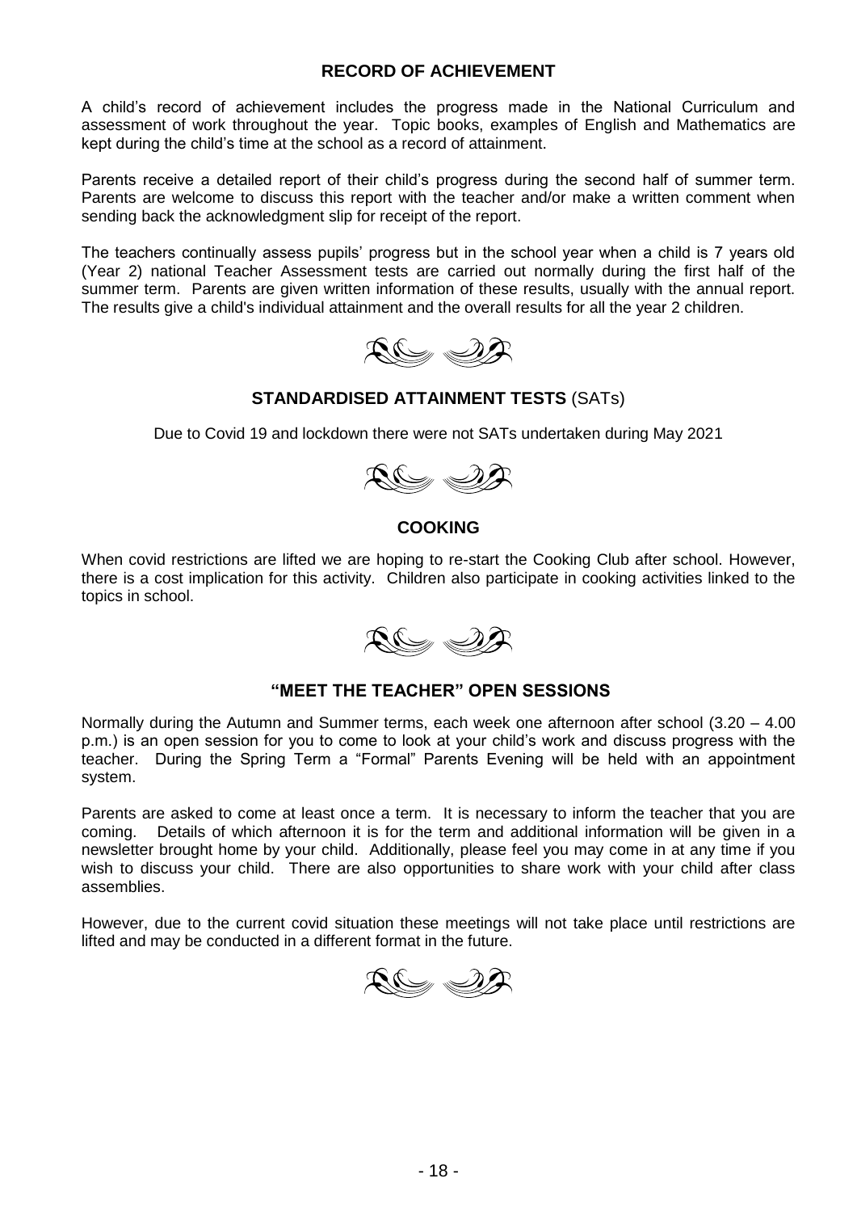## RECORD OF ACHIEVEMENT

A child's record of achievement includes the progress made in the National Curriculum and assessment of work throughout the year. Topic books, examples of English and Mathematics are kept during the child's time at the school as a record of attainment.

Parents receive a detailed report of their child's progress during the second half of summer term. Parents are welcome to discuss this report with the teacher and/or make a written comment when sending back the acknowledgment slip for receipt of the report.

The teachers continually assess pupils' progress but in the school year when a child is 7 years old (Year 2) national Teacher Assessment tests are carried out normally during the first half of the summer term. Parents are given written information of these results, usually with the annual report. The results give a child's individual attainment and the overall results for all the year 2 children.

## STANDARDISED ATTAINMENT TESTS (SATs)

Due to Covid 19 and lockdown there were not SATs undertaken during May 2021

## COOKING

When covid restrictions are lifted we are hoping to re-start the Cooking Club after school. However, there is a cost implication for this activity. Children also participate in cooking activities linked to the topics in school.

## "MEET THE TEACHER" OPEN SESSIONS

Normally during the Autumn and Summer terms, each week one afternoon after school (3.20 – 4.00 p.m.) is an open session for you to come to look at your child's work and discuss progress with the teacher. During the Spring Term a "Formal" Parents Evening will be held with an appointment system.

Parents are asked to come at least once a term. It is necessary to inform the teacher that you are coming. Details of which afternoon it is for the term and additional information will be given in a newsletter brought home by your child. Additionally, please feel you may come in at any time if you wish to discuss your child. There are also opportunities to share work with your child after class assemblies.

However, due to the current covid situation these meetings will not take place until restrictions are lifted and may be conducted in a different format in the future.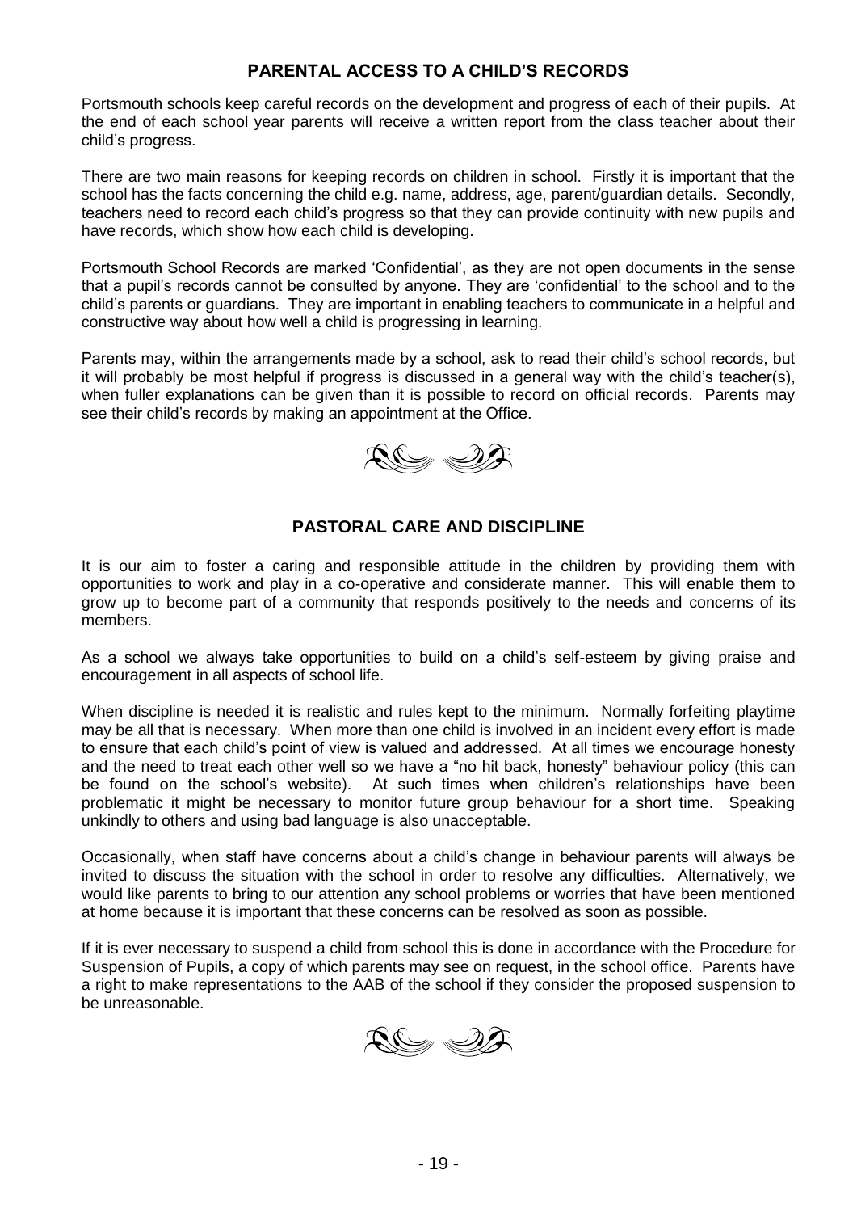## PARENTAL ACCESS TO A CHILD'S RECORDS

Portsmouth schools keep careful records on the development and progress of each of their pupils. At the end of each school year parents will receive a written report from the class teacher about their child's progress.

There are two main reasons for keeping records on children in school. Firstly it is important that the school has the facts concerning the child e.g. name, address, age, parent/guardian details. Secondly, teachers need to record each child's progress so that they can provide continuity with new pupils and have records, which show how each child is developing.

Portsmouth School Records are marked 'Confidential', as they are not open documents in the sense that a pupil's records cannot be consulted by anyone. They are 'confidential' to the school and to the child's parents or guardians. They are important in enabling teachers to communicate in a helpful and constructive way about how well a child is progressing in learning.

Parents may, within the arrangements made by a school, ask to read their child's school records, but it will probably be most helpful if progress is discussed in a general way with the child's teacher(s), when fuller explanations can be given than it is possible to record on official records. Parents may see their child's records by making an appointment at the Office.

## PASTORAL CARE AND DISCIPLINE

It is our aim to foster a caring and responsible attitude in the children by providing them with opportunities to work and play in a co-operative and considerate manner. This will enable them to grow up to become part of a community that responds positively to the needs and concerns of its members.

As a school we always take opportunities to build on a child's self-esteem by giving praise and encouragement in all aspects of school life.

When discipline is needed it is realistic and rules kept to the minimum. Normally forfeiting playtime may be all that is necessary. When more than one child is involved in an incident every effort is made to ensure that each child's point of view is valued and addressed. At all times we encourage honesty and the need to treat each other well so we have a "no hit back, honesty" behaviour policy (this can be found on the school's website). At such times when children's relationships have been problematic it might be necessary to monitor future group behaviour for a short time. Speaking unkindly to others and using bad language is also unacceptable.

Occasionally, when staff have concerns about a child's change in behaviour parents will always be invited to discuss the situation with the school in order to resolve any difficulties. Alternatively, we would like parents to bring to our attention any school problems or worries that have been mentioned at home because it is important that these concerns can be resolved as soon as possible.

If it is ever necessary to suspend a child from school this is done in accordance with the Procedure for Suspension of Pupils, a copy of which parents may see on request, in the school office. Parents have a right to make representations to the AAB of the school if they consider the proposed suspension to be unreasonable.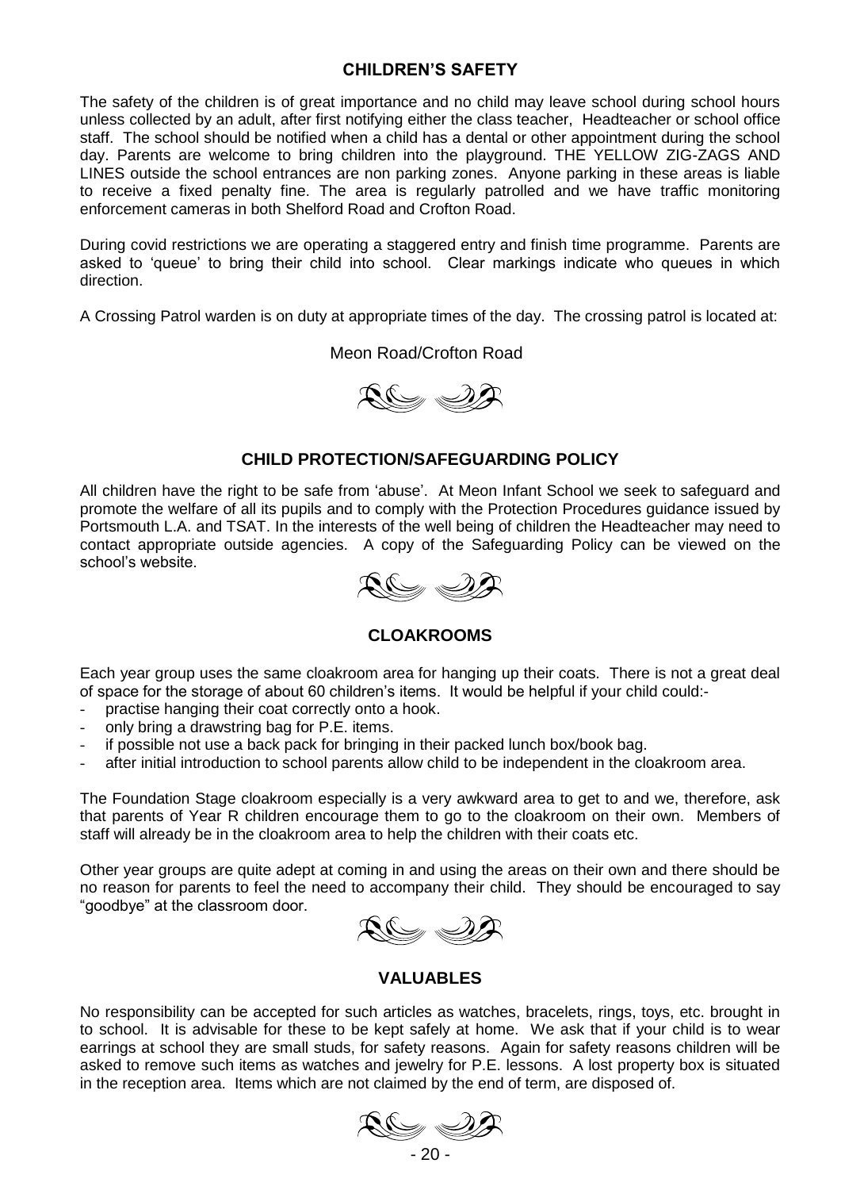## CHILDREN'S SAFETY

The safety of the children is of great importance and no child may leave school during school hours unless collected by an adult, after first notifying either the class teacher, Headteacher or school office staff. The school should be notified when a child has a dental or other appointment during the school day. Parents are welcome to bring children into the playground. THE YELLOW ZIG-ZAGS AND LINES outside the school entrances are non parking zones. Anyone parking in these areas is liable to receive a fixed penalty fine. The area is regularly patrolled and we have traffic monitoring enforcement cameras in both Shelford Road and Crofton Road.

During covid restrictions we are operating a staggered entry and finish time programme. Parents are asked to 'queue' to bring their child into school. Clear markings indicate who queues in which direction.

A Crossing Patrol warden is on duty at appropriate times of the day. The crossing patrol is located at:

Meon Road/Crofton Road

## CHILD PROTECTION/SAFEGUARDING POLICY

All children have the right to be safe from 'abuse'. At Meon Infant School we seek to safeguard and promote the welfare of all its pupils and to comply with the Protection Procedures guidance issued by Portsmouth L.A. and TSAT. In the interests of the well being of children the Headteacher may need to contact appropriate outside agencies. A copy of the Safeguarding Policy can be viewed on the school's website.

## CLOAKROOMS

Each year group uses the same cloakroom area for hanging up their coats. There is not a great deal of space for the storage of about 60 children's items. It would be helpful if your child could:-

- practise hanging their coat correctly onto a hook.
- only bring a drawstring bag for P.E. items.
- if possible not use a back pack for bringing in their packed lunch box/book bag.
- after initial introduction to school parents allow child to be independent in the cloakroom area.

The Foundation Stage cloakroom especially is a very awkward area to get to and we, therefore, ask that parents of Year R children encourage them to go to the cloakroom on their own. Members of staff will already be in the cloakroom area to help the children with their coats etc.

Other year groups are quite adept at coming in and using the areas on their own and there should be no reason for parents to feel the need to accompany their child. They should be encouraged to say "goodbye" at the classroom door.

## VALUABLES

No responsibility can be accepted for such articles as watches, bracelets, rings, toys, etc. brought in to school. It is advisable for these to be kept safely at home. We ask that if your child is to wear earrings at school they are small studs, for safety reasons. Again for safety reasons children will be asked to remove such items as watches and jewelry for P.E. lessons. A lost property box is situated in the reception area. Items which are not claimed by the end of term, are disposed of.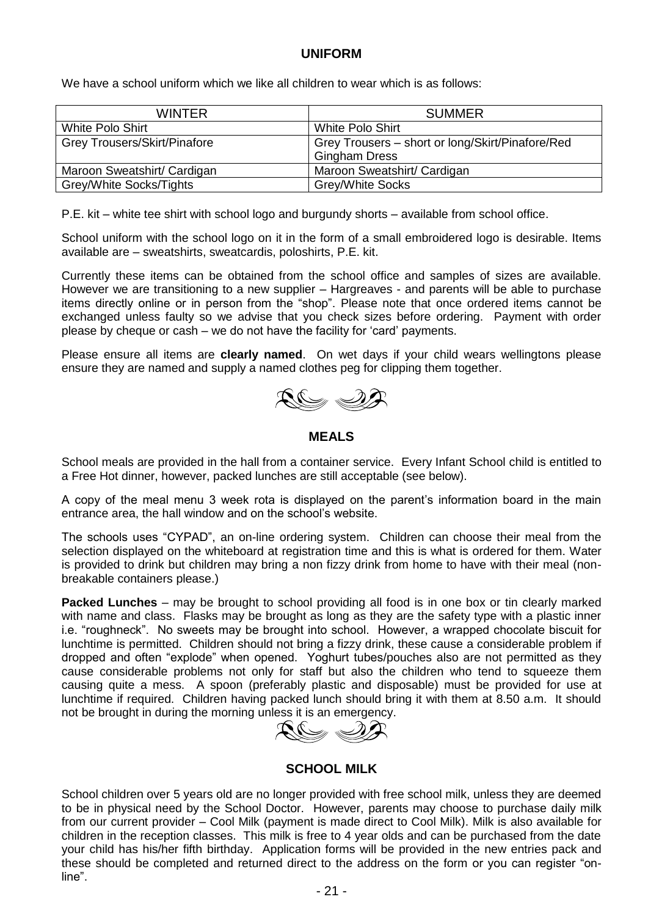## UNIFORM

We have a school uniform which we like all children to wear which is as follows:

| WINTER | SUMMER |
|---|---|
| White Polo Shirt | White Polo Shirt |
| Grey Trousers/Skirt/Pinafore | Grey Trousers – short or long/Skirt/Pinafore/Red Gingham Dress |
| Maroon Sweatshirt/ Cardigan | Maroon Sweatshirt/ Cardigan |
| Grey/White Socks/Tights | Grey/White Socks |

P.E. kit – white tee shirt with school logo and burgundy shorts – available from school office.

School uniform with the school logo on it in the form of a small embroidered logo is desirable. Items available are – sweatshirts, sweatcardis, poloshirts, P.E. kit.

Currently these items can be obtained from the school office and samples of sizes are available. However we are transitioning to a new supplier – Hargreaves - and parents will be able to purchase items directly online or in person from the "shop". Please note that once ordered items cannot be exchanged unless faulty so we advise that you check sizes before ordering. Payment with order please by cheque or cash – we do not have the facility for 'card' payments.

Please ensure all items are **clearly named**. On wet days if your child wears wellingtons please ensure they are named and supply a named clothes peg for clipping them together.

## MEALS

School meals are provided in the hall from a container service. Every Infant School child is entitled to a Free Hot dinner, however, packed lunches are still acceptable (see below).

A copy of the meal menu 3 week rota is displayed on the parent's information board in the main entrance area, the hall window and on the school's website.

The schools uses "CYPAD", an on-line ordering system. Children can choose their meal from the selection displayed on the whiteboard at registration time and this is what is ordered for them. Water is provided to drink but children may bring a non fizzy drink from home to have with their meal (non-breakable containers please.)

**Packed Lunches** – may be brought to school providing all food is in one box or tin clearly marked with name and class. Flasks may be brought as long as they are the safety type with a plastic inner i.e. "roughneck". No sweets may be brought into school. However, a wrapped chocolate biscuit for lunchtime is permitted. Children should not bring a fizzy drink, these cause a considerable problem if dropped and often "explode" when opened. Yoghurt tubes/pouches also are not permitted as they cause considerable problems not only for staff but also the children who tend to squeeze them causing quite a mess. A spoon (preferably plastic and disposable) must be provided for use at lunchtime if required. Children having packed lunch should bring it with them at 8.50 a.m. It should not be brought in during the morning unless it is an emergency.

## SCHOOL MILK

School children over 5 years old are no longer provided with free school milk, unless they are deemed to be in physical need by the School Doctor. However, parents may choose to purchase daily milk from our current provider – Cool Milk (payment is made direct to Cool Milk). Milk is also available for children in the reception classes. This milk is free to 4 year olds and can be purchased from the date your child has his/her fifth birthday. Application forms will be provided in the new entries pack and these should be completed and returned direct to the address on the form or you can register "on-line".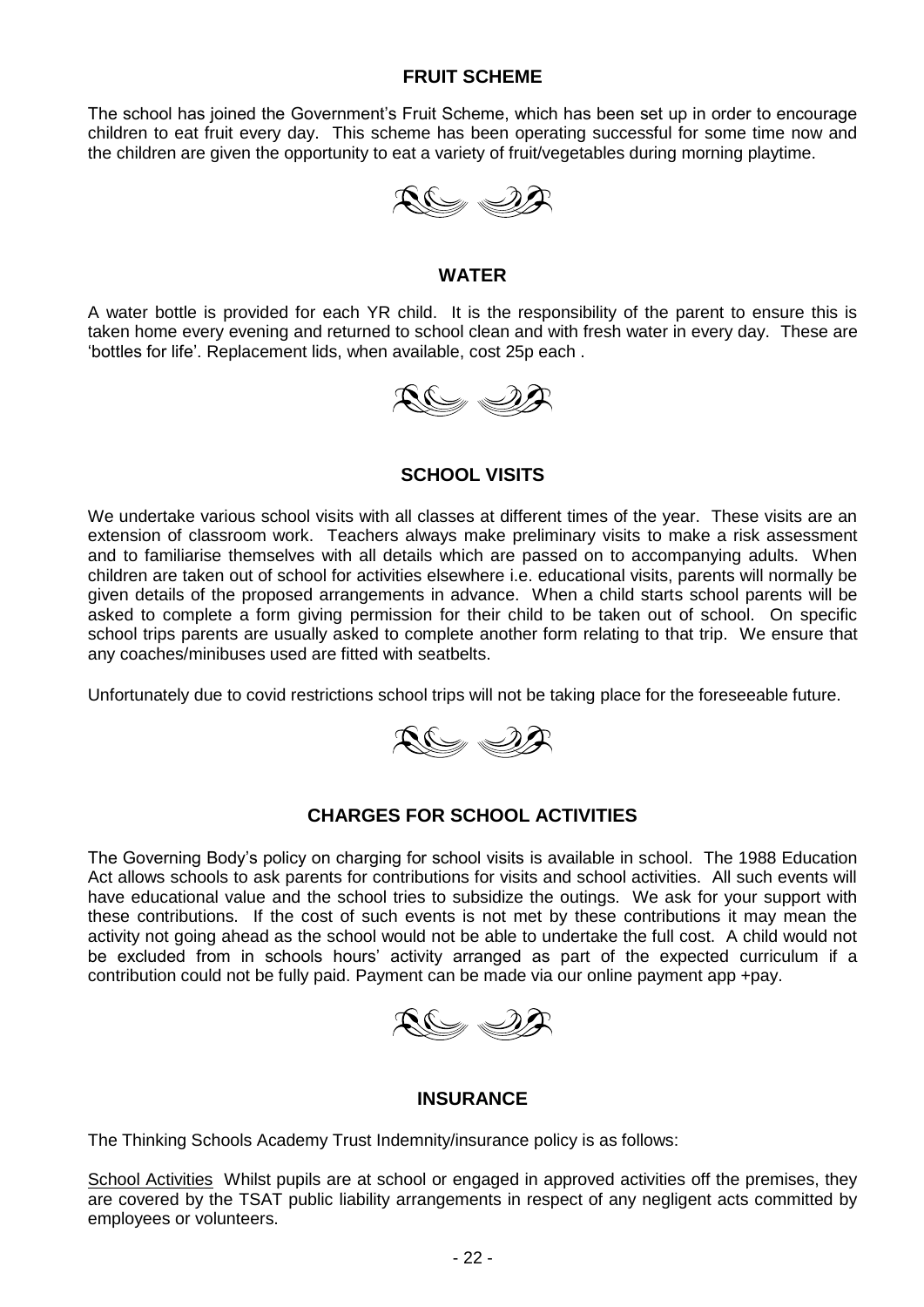## FRUIT SCHEME

The school has joined the Government's Fruit Scheme, which has been set up in order to encourage children to eat fruit every day. This scheme has been operating successful for some time now and the children are given the opportunity to eat a variety of fruit/vegetables during morning playtime.

## WATER

A water bottle is provided for each YR child. It is the responsibility of the parent to ensure this is taken home every evening and returned to school clean and with fresh water in every day. These are 'bottles for life'. Replacement lids, when available, cost 25p each .

## SCHOOL VISITS

We undertake various school visits with all classes at different times of the year. These visits are an extension of classroom work. Teachers always make preliminary visits to make a risk assessment and to familiarise themselves with all details which are passed on to accompanying adults. When children are taken out of school for activities elsewhere i.e. educational visits, parents will normally be given details of the proposed arrangements in advance. When a child starts school parents will be asked to complete a form giving permission for their child to be taken out of school. On specific school trips parents are usually asked to complete another form relating to that trip. We ensure that any coaches/minibuses used are fitted with seatbelts.

Unfortunately due to covid restrictions school trips will not be taking place for the foreseeable future.

## CHARGES FOR SCHOOL ACTIVITIES

The Governing Body's policy on charging for school visits is available in school. The 1988 Education Act allows schools to ask parents for contributions for visits and school activities. All such events will have educational value and the school tries to subsidize the outings. We ask for your support with these contributions. If the cost of such events is not met by these contributions it may mean the activity not going ahead as the school would not be able to undertake the full cost. A child would not be excluded from in schools hours' activity arranged as part of the expected curriculum if a contribution could not be fully paid. Payment can be made via our online payment app +pay.

## INSURANCE

The Thinking Schools Academy Trust Indemnity/insurance policy is as follows:

School Activities Whilst pupils are at school or engaged in approved activities off the premises, they are covered by the TSAT public liability arrangements in respect of any negligent acts committed by employees or volunteers.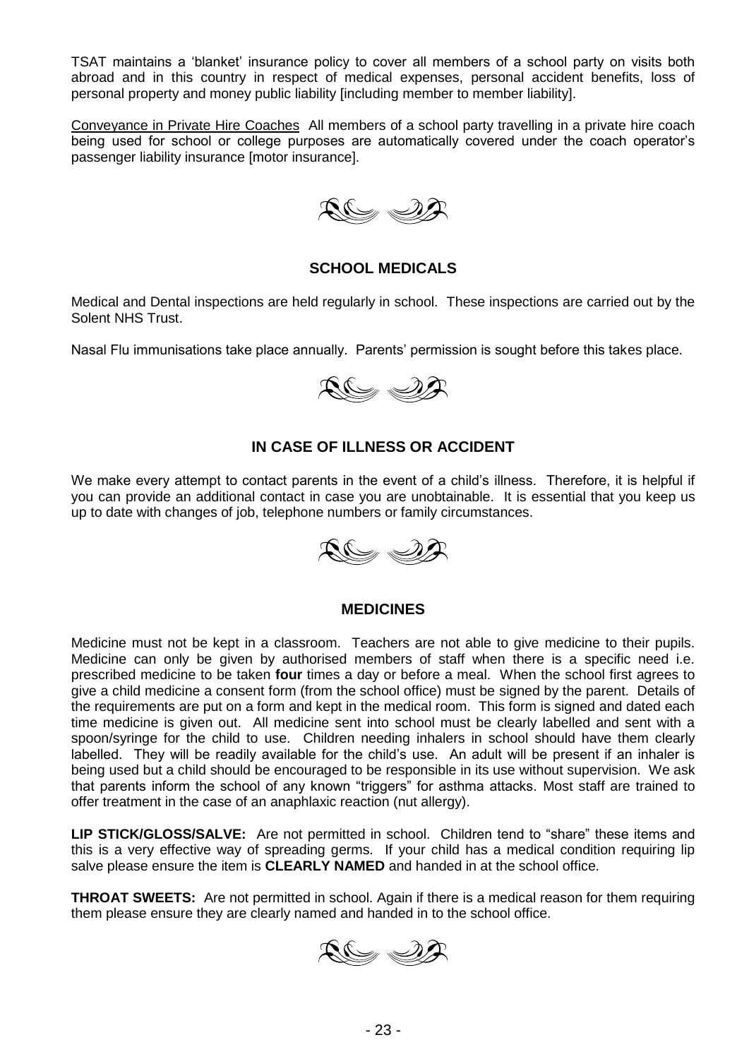TSAT maintains a 'blanket' insurance policy to cover all members of a school party on visits both abroad and in this country in respect of medical expenses, personal accident benefits, loss of personal property and money public liability [including member to member liability].

Conveyance in Private Hire Coaches  All members of a school party travelling in a private hire coach being used for school or college purposes are automatically covered under the coach operator's passenger liability insurance [motor insurance].

## SCHOOL MEDICALS

Medical and Dental inspections are held regularly in school. These inspections are carried out by the Solent NHS Trust.

Nasal Flu immunisations take place annually. Parents' permission is sought before this takes place.

## IN CASE OF ILLNESS OR ACCIDENT

We make every attempt to contact parents in the event of a child's illness. Therefore, it is helpful if you can provide an additional contact in case you are unobtainable. It is essential that you keep us up to date with changes of job, telephone numbers or family circumstances.

## MEDICINES

Medicine must not be kept in a classroom. Teachers are not able to give medicine to their pupils. Medicine can only be given by authorised members of staff when there is a specific need i.e. prescribed medicine to be taken **four** times a day or before a meal. When the school first agrees to give a child medicine a consent form (from the school office) must be signed by the parent. Details of the requirements are put on a form and kept in the medical room. This form is signed and dated each time medicine is given out. All medicine sent into school must be clearly labelled and sent with a spoon/syringe for the child to use. Children needing inhalers in school should have them clearly labelled. They will be readily available for the child's use. An adult will be present if an inhaler is being used but a child should be encouraged to be responsible in its use without supervision. We ask that parents inform the school of any known "triggers" for asthma attacks. Most staff are trained to offer treatment in the case of an anaphlaxic reaction (nut allergy).

**LIP STICK/GLOSS/SALVE:** Are not permitted in school. Children tend to "share" these items and this is a very effective way of spreading germs. If your child has a medical condition requiring lip salve please ensure the item is **CLEARLY NAMED** and handed in at the school office.

**THROAT SWEETS:** Are not permitted in school. Again if there is a medical reason for them requiring them please ensure they are clearly named and handed in to the school office.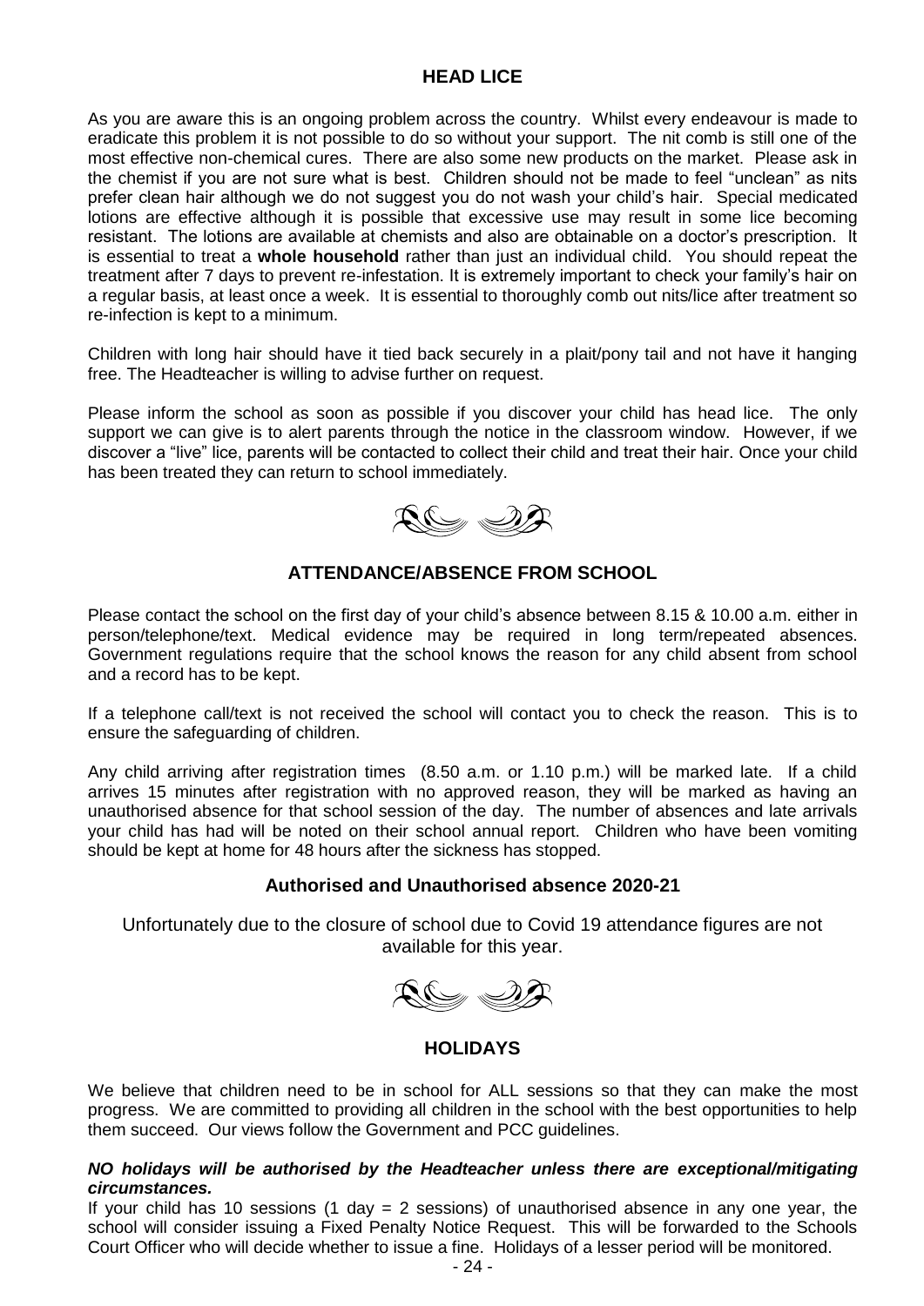## HEAD LICE

As you are aware this is an ongoing problem across the country. Whilst every endeavour is made to eradicate this problem it is not possible to do so without your support. The nit comb is still one of the most effective non-chemical cures. There are also some new products on the market. Please ask in the chemist if you are not sure what is best. Children should not be made to feel "unclean" as nits prefer clean hair although we do not suggest you do not wash your child's hair. Special medicated lotions are effective although it is possible that excessive use may result in some lice becoming resistant. The lotions are available at chemists and also are obtainable on a doctor's prescription. It is essential to treat a **whole household** rather than just an individual child. You should repeat the treatment after 7 days to prevent re-infestation. It is extremely important to check your family's hair on a regular basis, at least once a week. It is essential to thoroughly comb out nits/lice after treatment so re-infection is kept to a minimum.

Children with long hair should have it tied back securely in a plait/pony tail and not have it hanging free. The Headteacher is willing to advise further on request.

Please inform the school as soon as possible if you discover your child has head lice. The only support we can give is to alert parents through the notice in the classroom window. However, if we discover a "live" lice, parents will be contacted to collect their child and treat their hair. Once your child has been treated they can return to school immediately.

## ATTENDANCE/ABSENCE FROM SCHOOL

Please contact the school on the first day of your child's absence between 8.15 & 10.00 a.m. either in person/telephone/text. Medical evidence may be required in long term/repeated absences. Government regulations require that the school knows the reason for any child absent from school and a record has to be kept.

If a telephone call/text is not received the school will contact you to check the reason. This is to ensure the safeguarding of children.

Any child arriving after registration times (8.50 a.m. or 1.10 p.m.) will be marked late. If a child arrives 15 minutes after registration with no approved reason, they will be marked as having an unauthorised absence for that school session of the day. The number of absences and late arrivals your child has had will be noted on their school annual report. Children who have been vomiting should be kept at home for 48 hours after the sickness has stopped.

### Authorised and Unauthorised absence 2020-21

Unfortunately due to the closure of school due to Covid 19 attendance figures are not available for this year.

## HOLIDAYS

We believe that children need to be in school for ALL sessions so that they can make the most progress. We are committed to providing all children in the school with the best opportunities to help them succeed. Our views follow the Government and PCC guidelines.

***NO holidays will be authorised by the Headteacher unless there are exceptional/mitigating circumstances.***

If your child has 10 sessions (1 day = 2 sessions) of unauthorised absence in any one year, the school will consider issuing a Fixed Penalty Notice Request. This will be forwarded to the Schools Court Officer who will decide whether to issue a fine. Holidays of a lesser period will be monitored.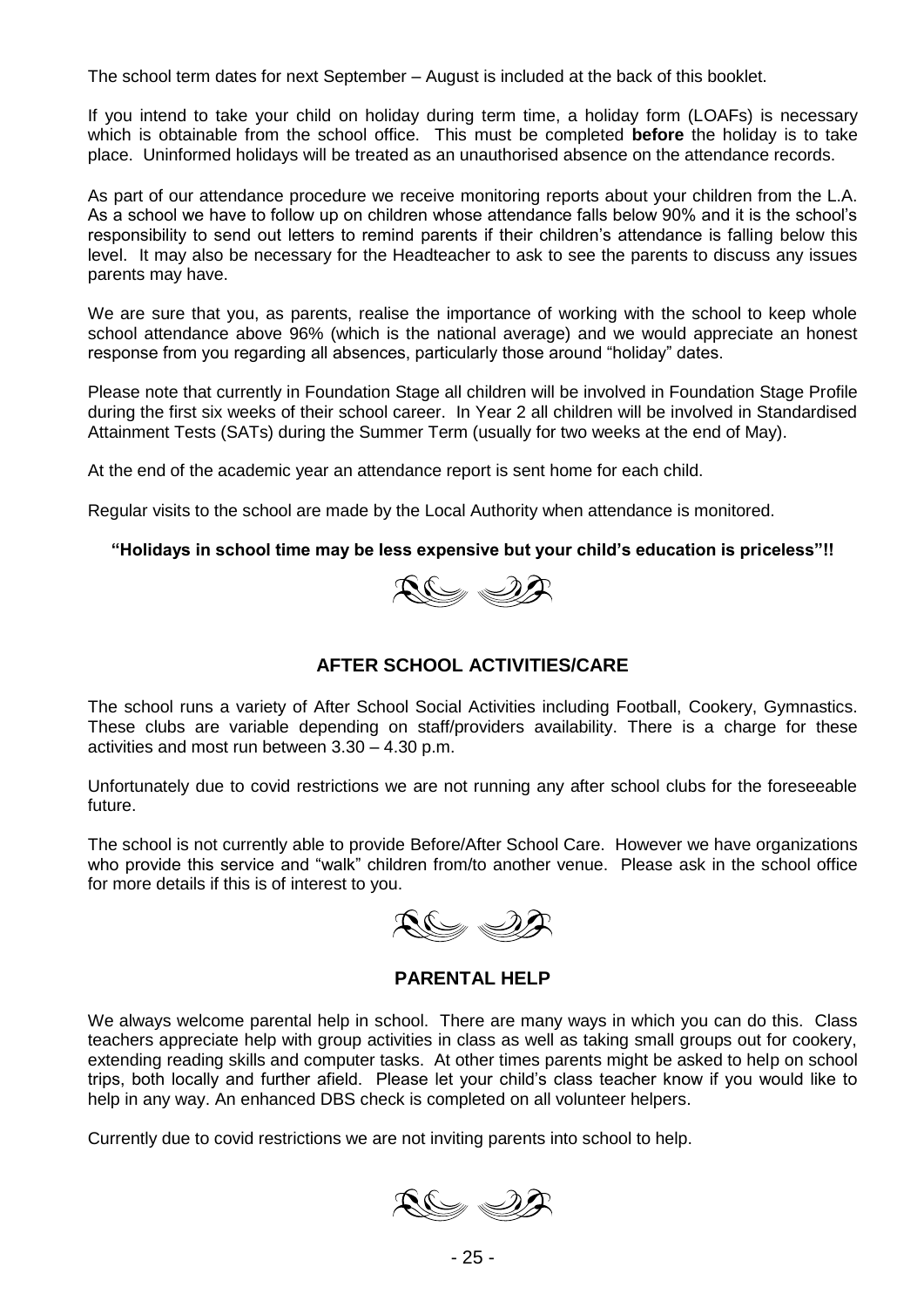The school term dates for next September – August is included at the back of this booklet.

If you intend to take your child on holiday during term time, a holiday form (LOAFs) is necessary which is obtainable from the school office. This must be completed **before** the holiday is to take place. Uninformed holidays will be treated as an unauthorised absence on the attendance records.

As part of our attendance procedure we receive monitoring reports about your children from the L.A. As a school we have to follow up on children whose attendance falls below 90% and it is the school's responsibility to send out letters to remind parents if their children's attendance is falling below this level. It may also be necessary for the Headteacher to ask to see the parents to discuss any issues parents may have.

We are sure that you, as parents, realise the importance of working with the school to keep whole school attendance above 96% (which is the national average) and we would appreciate an honest response from you regarding all absences, particularly those around "holiday" dates.

Please note that currently in Foundation Stage all children will be involved in Foundation Stage Profile during the first six weeks of their school career. In Year 2 all children will be involved in Standardised Attainment Tests (SATs) during the Summer Term (usually for two weeks at the end of May).

At the end of the academic year an attendance report is sent home for each child.

Regular visits to the school are made by the Local Authority when attendance is monitored.

**"Holidays in school time may be less expensive but your child's education is priceless"!!**

## AFTER SCHOOL ACTIVITIES/CARE

The school runs a variety of After School Social Activities including Football, Cookery, Gymnastics. These clubs are variable depending on staff/providers availability. There is a charge for these activities and most run between 3.30 – 4.30 p.m.

Unfortunately due to covid restrictions we are not running any after school clubs for the foreseeable future.

The school is not currently able to provide Before/After School Care. However we have organizations who provide this service and "walk" children from/to another venue. Please ask in the school office for more details if this is of interest to you.

## PARENTAL HELP

We always welcome parental help in school. There are many ways in which you can do this. Class teachers appreciate help with group activities in class as well as taking small groups out for cookery, extending reading skills and computer tasks. At other times parents might be asked to help on school trips, both locally and further afield. Please let your child's class teacher know if you would like to help in any way. An enhanced DBS check is completed on all volunteer helpers.

Currently due to covid restrictions we are not inviting parents into school to help.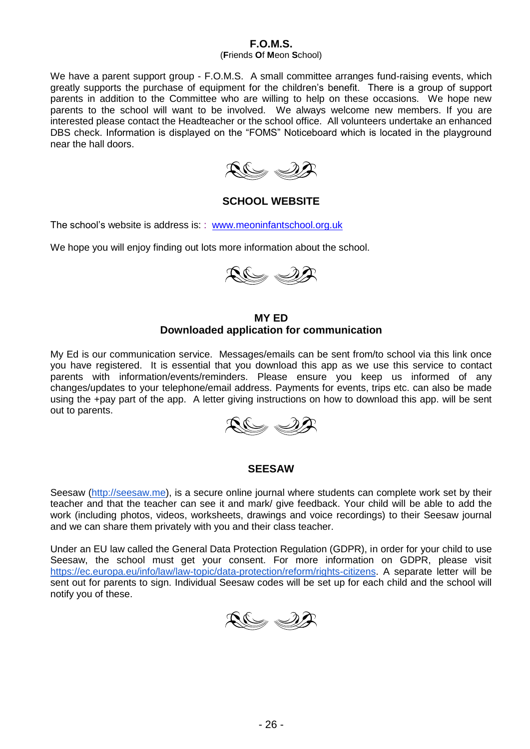## F.O.M.S.

(**F**riends **O**f **M**eon **S**chool)

We have a parent support group - F.O.M.S. A small committee arranges fund-raising events, which greatly supports the purchase of equipment for the children's benefit. There is a group of support parents in addition to the Committee who are willing to help on these occasions. We hope new parents to the school will want to be involved. We always welcome new members. If you are interested please contact the Headteacher or the school office. All volunteers undertake an enhanced DBS check. Information is displayed on the "FOMS" Noticeboard which is located in the playground near the hall doors.

## SCHOOL WEBSITE

The school's website is address is: : www.meoninfantschool.org.uk

We hope you will enjoy finding out lots more information about the school.

## MY ED
## Downloaded application for communication

My Ed is our communication service. Messages/emails can be sent from/to school via this link once you have registered. It is essential that you download this app as we use this service to contact parents with information/events/reminders. Please ensure you keep us informed of any changes/updates to your telephone/email address. Payments for events, trips etc. can also be made using the +pay part of the app. A letter giving instructions on how to download this app. will be sent out to parents.

## SEESAW

Seesaw (http://seesaw.me), is a secure online journal where students can complete work set by their teacher and that the teacher can see it and mark/ give feedback. Your child will be able to add the work (including photos, videos, worksheets, drawings and voice recordings) to their Seesaw journal and we can share them privately with you and their class teacher.

Under an EU law called the General Data Protection Regulation (GDPR), in order for your child to use Seesaw, the school must get your consent. For more information on GDPR, please visit https://ec.europa.eu/info/law/law-topic/data-protection/reform/rights-citizens. A separate letter will be sent out for parents to sign. Individual Seesaw codes will be set up for each child and the school will notify you of these.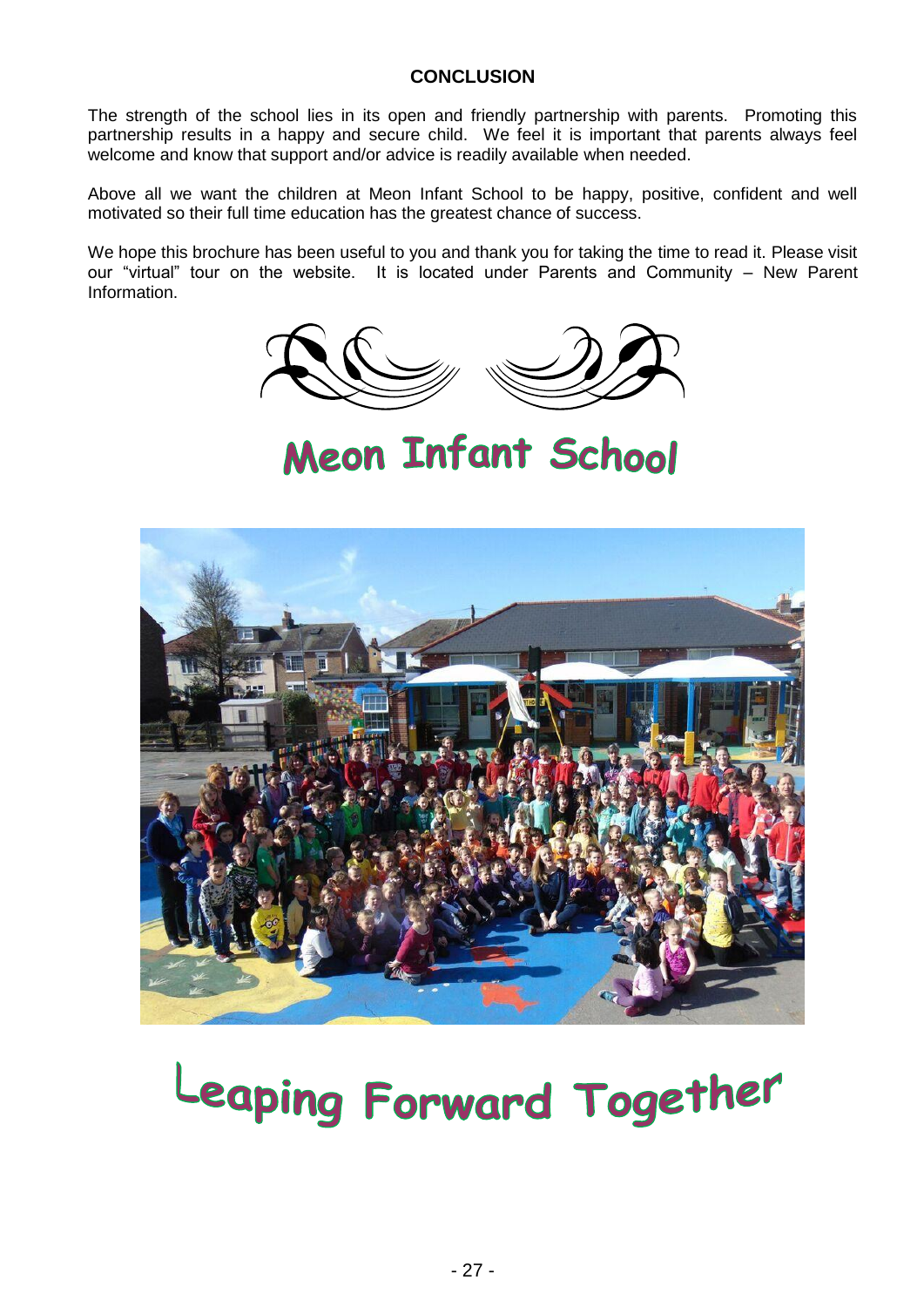## CONCLUSION

The strength of the school lies in its open and friendly partnership with parents. Promoting this partnership results in a happy and secure child. We feel it is important that parents always feel welcome and know that support and/or advice is readily available when needed.

Above all we want the children at Meon Infant School to be happy, positive, confident and well motivated so their full time education has the greatest chance of success.

We hope this brochure has been useful to you and thank you for taking the time to read it. Please visit our "virtual" tour on the website. It is located under Parents and Community – New Parent Information.

# Meon Infant School

# Leaping Forward Together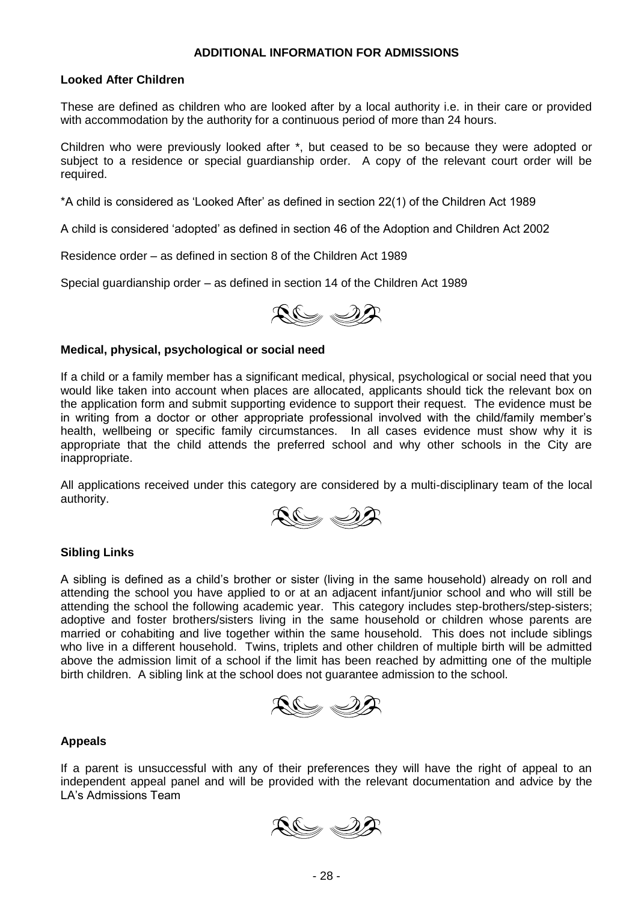## ADDITIONAL INFORMATION FOR ADMISSIONS

### Looked After Children

These are defined as children who are looked after by a local authority i.e. in their care or provided with accommodation by the authority for a continuous period of more than 24 hours.

Children who were previously looked after *, but ceased to be so because they were adopted or subject to a residence or special guardianship order. A copy of the relevant court order will be required.

*A child is considered as 'Looked After' as defined in section 22(1) of the Children Act 1989

A child is considered 'adopted' as defined in section 46 of the Adoption and Children Act 2002

Residence order – as defined in section 8 of the Children Act 1989

Special guardianship order – as defined in section 14 of the Children Act 1989

### Medical, physical, psychological or social need

If a child or a family member has a significant medical, physical, psychological or social need that you would like taken into account when places are allocated, applicants should tick the relevant box on the application form and submit supporting evidence to support their request. The evidence must be in writing from a doctor or other appropriate professional involved with the child/family member's health, wellbeing or specific family circumstances. In all cases evidence must show why it is appropriate that the child attends the preferred school and why other schools in the City are inappropriate.

All applications received under this category are considered by a multi-disciplinary team of the local authority.

### Sibling Links

A sibling is defined as a child's brother or sister (living in the same household) already on roll and attending the school you have applied to or at an adjacent infant/junior school and who will still be attending the school the following academic year. This category includes step-brothers/step-sisters; adoptive and foster brothers/sisters living in the same household or children whose parents are married or cohabiting and live together within the same household. This does not include siblings who live in a different household. Twins, triplets and other children of multiple birth will be admitted above the admission limit of a school if the limit has been reached by admitting one of the multiple birth children. A sibling link at the school does not guarantee admission to the school.

### Appeals

If a parent is unsuccessful with any of their preferences they will have the right of appeal to an independent appeal panel and will be provided with the relevant documentation and advice by the LA's Admissions Team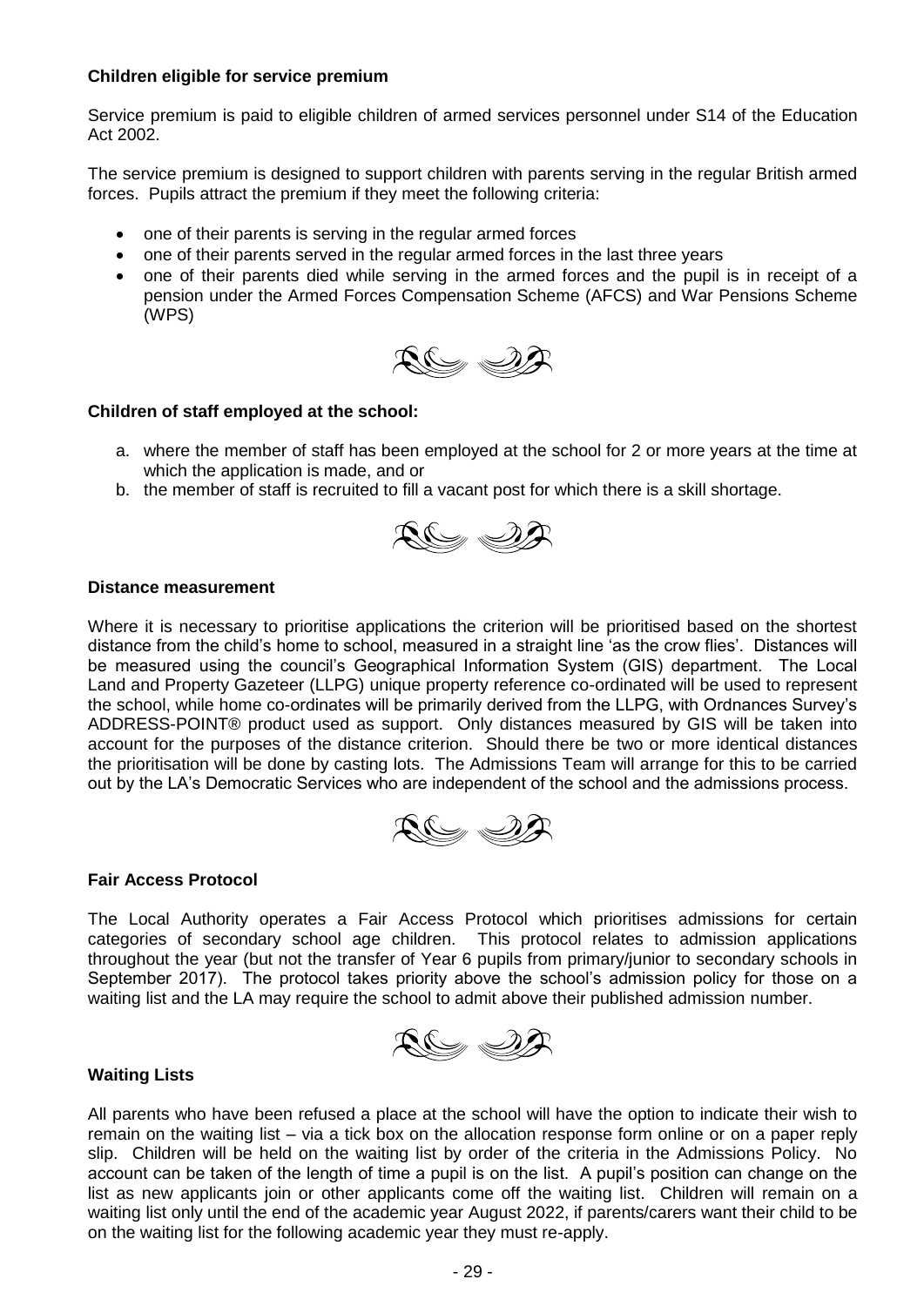**Children eligible for service premium**

Service premium is paid to eligible children of armed services personnel under S14 of the Education Act 2002.

The service premium is designed to support children with parents serving in the regular British armed forces. Pupils attract the premium if they meet the following criteria:

- one of their parents is serving in the regular armed forces
- one of their parents served in the regular armed forces in the last three years
- one of their parents died while serving in the armed forces and the pupil is in receipt of a pension under the Armed Forces Compensation Scheme (AFCS) and War Pensions Scheme (WPS)

**Children of staff employed at the school:**

a. where the member of staff has been employed at the school for 2 or more years at the time at which the application is made, and or
b. the member of staff is recruited to fill a vacant post for which there is a skill shortage.

**Distance measurement**

Where it is necessary to prioritise applications the criterion will be prioritised based on the shortest distance from the child's home to school, measured in a straight line 'as the crow flies'. Distances will be measured using the council's Geographical Information System (GIS) department. The Local Land and Property Gazeteer (LLPG) unique property reference co-ordinated will be used to represent the school, while home co-ordinates will be primarily derived from the LLPG, with Ordnances Survey's ADDRESS-POINT® product used as support. Only distances measured by GIS will be taken into account for the purposes of the distance criterion. Should there be two or more identical distances the prioritisation will be done by casting lots. The Admissions Team will arrange for this to be carried out by the LA's Democratic Services who are independent of the school and the admissions process.

**Fair Access Protocol**

The Local Authority operates a Fair Access Protocol which prioritises admissions for certain categories of secondary school age children. This protocol relates to admission applications throughout the year (but not the transfer of Year 6 pupils from primary/junior to secondary schools in September 2017). The protocol takes priority above the school's admission policy for those on a waiting list and the LA may require the school to admit above their published admission number.

**Waiting Lists**

All parents who have been refused a place at the school will have the option to indicate their wish to remain on the waiting list – via a tick box on the allocation response form online or on a paper reply slip. Children will be held on the waiting list by order of the criteria in the Admissions Policy. No account can be taken of the length of time a pupil is on the list. A pupil's position can change on the list as new applicants join or other applicants come off the waiting list. Children will remain on a waiting list only until the end of the academic year August 2022, if parents/carers want their child to be on the waiting list for the following academic year they must re-apply.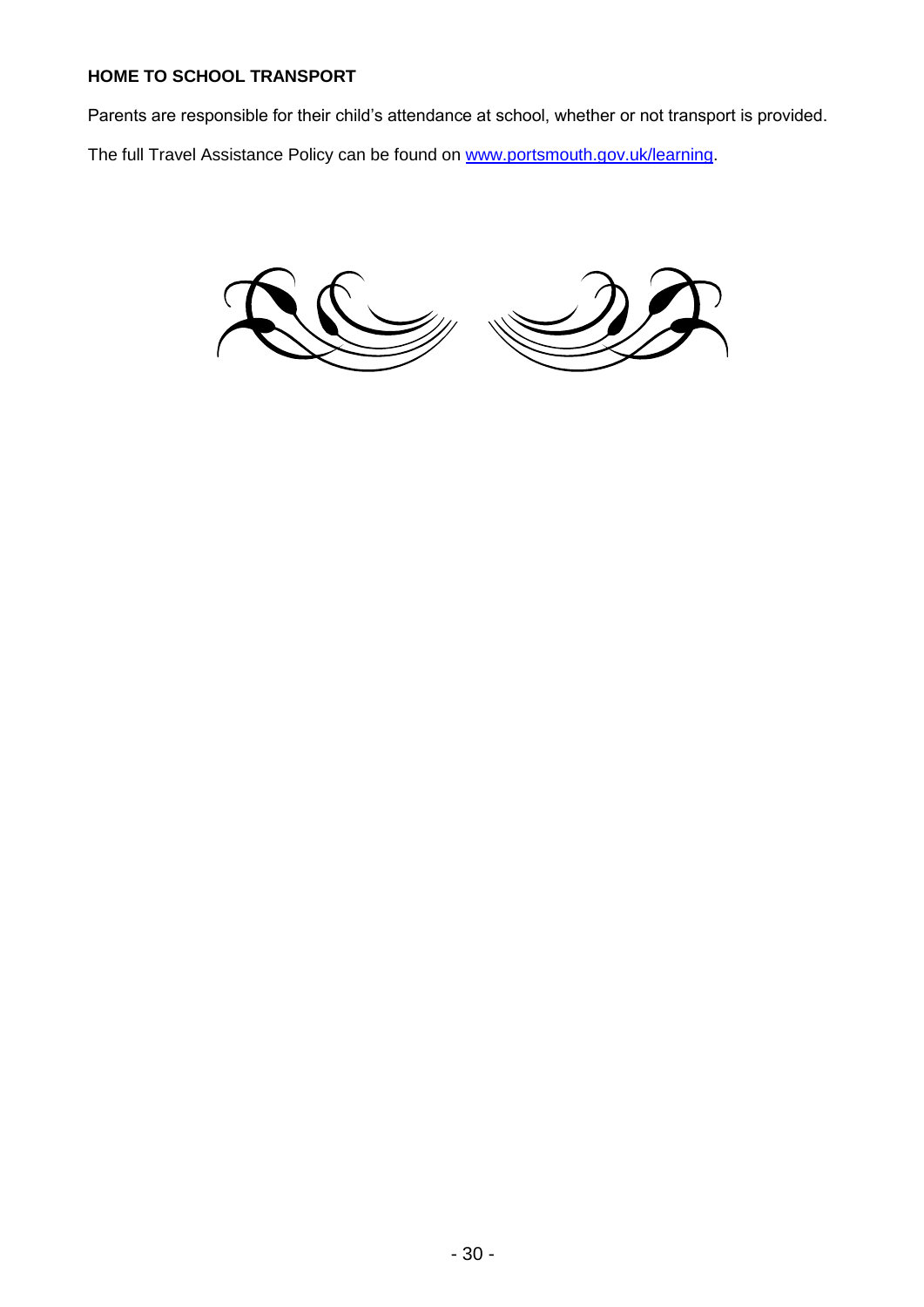## HOME TO SCHOOL TRANSPORT

Parents are responsible for their child's attendance at school, whether or not transport is provided.

The full Travel Assistance Policy can be found on [www.portsmouth.gov.uk/learning](http://www.portsmouth.gov.uk/learning).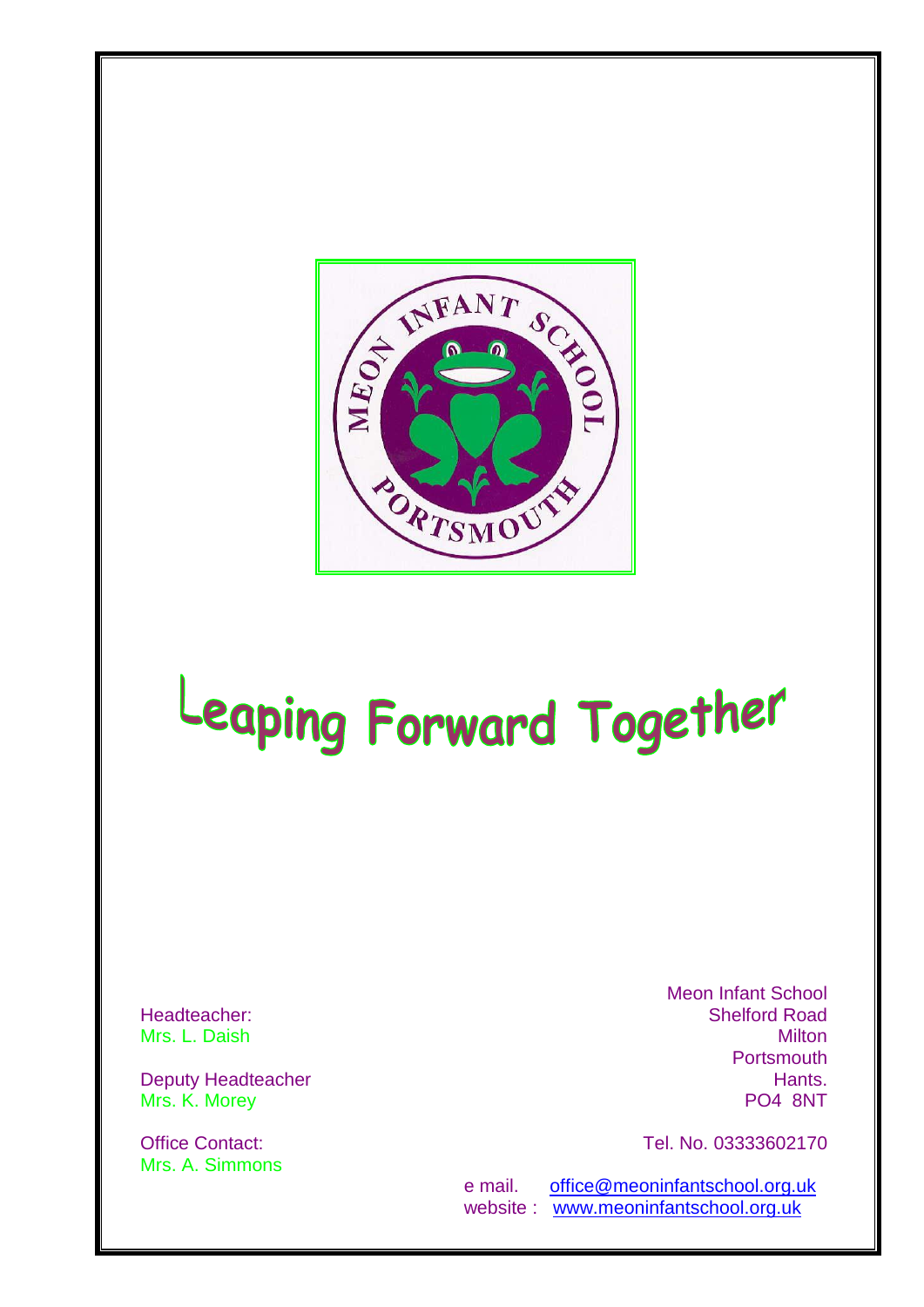# Leaping Forward Together

Headteacher:
Mrs. L. Daish

Deputy Headteacher
Mrs. K. Morey

Office Contact:
Mrs. A. Simmons

Meon Infant School
Shelford Road
Milton
Portsmouth
Hants.
PO4 8NT

Tel. No. 03333602170

e mail. office@meoninfantschool.org.uk
website : www.meoninfantschool.org.uk